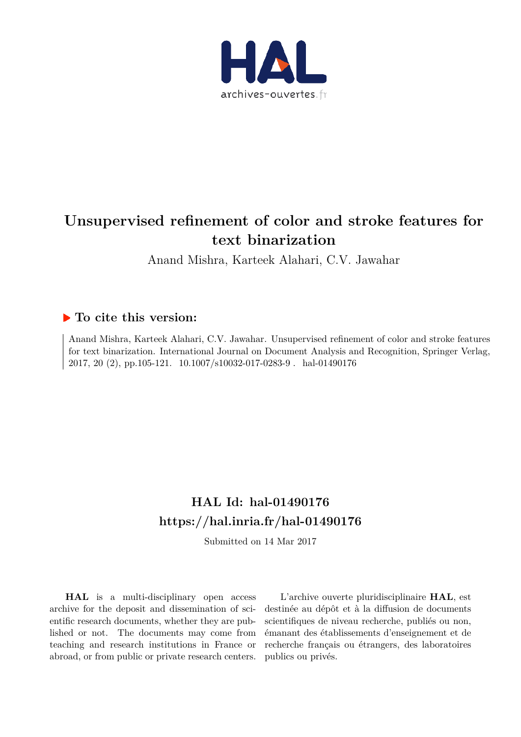# Unsupervised refinement of color and stroke features for text binarization

Anand Mishra, Karteek Alahari, C.V. Jawahar

## To cite this version:

Anand Mishra, Karteek Alahari, C.V. Jawahar. Unsupervised refinement of color and stroke features for text binarization. International Journal on Document Analysis and Recognition, Springer Verlag, 2017, 20 (2), pp.105-121. 10.1007/s10032-017-0283-9 . hal-01490176

## HAL Id: hal-01490176
## https://hal.inria.fr/hal-01490176

Submitted on 14 Mar 2017

**HAL** is a multi-disciplinary open access archive for the deposit and dissemination of scientific research documents, whether they are published or not. The documents may come from teaching and research institutions in France or abroad, or from public or private research centers.

L'archive ouverte pluridisciplinaire **HAL**, est destinée au dépôt et à la diffusion de documents scientifiques de niveau recherche, publiés ou non, émanant des établissements d'enseignement et de recherche français ou étrangers, des laboratoires publics ou privés.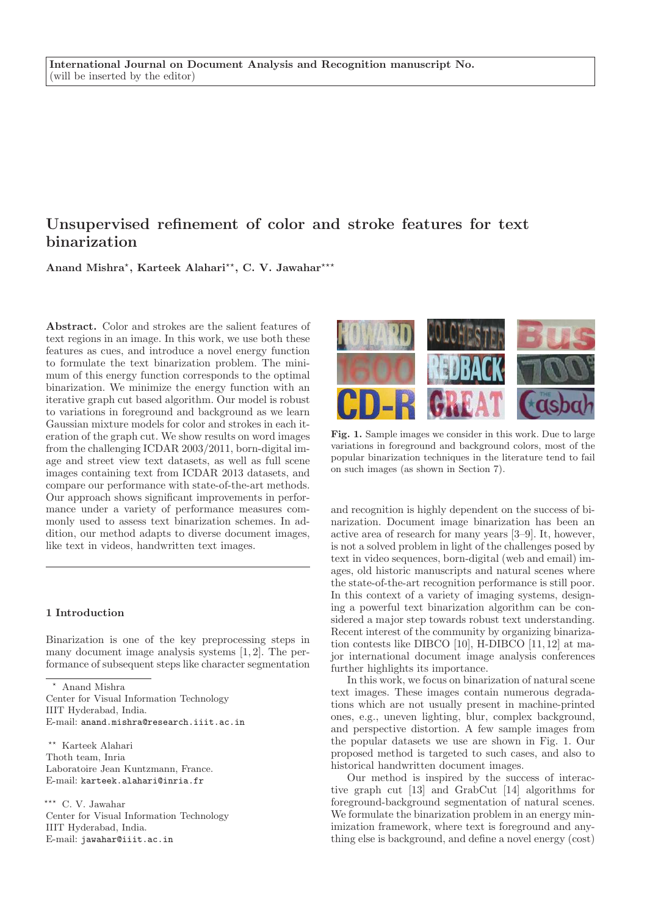International Journal on Document Analysis and Recognition manuscript No.
(will be inserted by the editor)

# Unsupervised refinement of color and stroke features for text binarization

**Anand Mishra[⋆], Karteek Alahari[⋆⋆], C. V. Jawahar[⋆⋆⋆]**

**Abstract.** Color and strokes are the salient features of text regions in an image. In this work, we use both these features as cues, and introduce a novel energy function to formulate the text binarization problem. The minimum of this energy function corresponds to the optimal binarization. We minimize the energy function with an iterative graph cut based algorithm. Our model is robust to variations in foreground and background as we learn Gaussian mixture models for color and strokes in each iteration of the graph cut. We show results on word images from the challenging ICDAR 2003/2011, born-digital image and street view text datasets, as well as full scene images containing text from ICDAR 2013 datasets, and compare our performance with state-of-the-art methods. Our approach shows significant improvements in performance under a variety of performance measures commonly used to assess text binarization schemes. In addition, our method adapts to diverse document images, like text in videos, handwritten text images.

## 1 Introduction

Binarization is one of the key preprocessing steps in many document image analysis systems [1, 2]. The performance of subsequent steps like character segmentation and recognition is highly dependent on the success of binarization. Document image binarization has been an active area of research for many years [3–9]. It, however, is not a solved problem in light of the challenges posed by text in video sequences, born-digital (web and email) images, old historic manuscripts and natural scenes where the state-of-the-art recognition performance is still poor. In this context of a variety of imaging systems, designing a powerful text binarization algorithm can be considered a major step towards robust text understanding. Recent interest of the community by organizing binarization contests like DIBCO [10], H-DIBCO [11, 12] at major international document image analysis conferences further highlights its importance.

**Fig. 1.** Sample images we consider in this work. Due to large variations in foreground and background colors, most of the popular binarization techniques in the literature tend to fail on such images (as shown in Section 7).

In this work, we focus on binarization of natural scene text images. These images contain numerous degradations which are not usually present in machine-printed ones, e.g., uneven lighting, blur, complex background, and perspective distortion. A few sample images from the popular datasets we use are shown in Fig. 1. Our proposed method is targeted to such cases, and also to historical handwritten document images.

Our method is inspired by the success of interactive graph cut [13] and GrabCut [14] algorithms for foreground-background segmentation of natural scenes. We formulate the binarization problem in an energy minimization framework, where text is foreground and anything else is background, and define a novel energy (cost)

---

[⋆] Anand Mishra
Center for Visual Information Technology
IIIT Hyderabad, India.
E-mail: anand.mishra@research.iiit.ac.in

[⋆⋆] Karteek Alahari
Thoth team, Inria
Laboratoire Jean Kuntzmann, France.
E-mail: karteek.alahari@inria.fr

[⋆⋆⋆] C. V. Jawahar
Center for Visual Information Technology
IIIT Hyderabad, India.
E-mail: jawahar@iiit.ac.in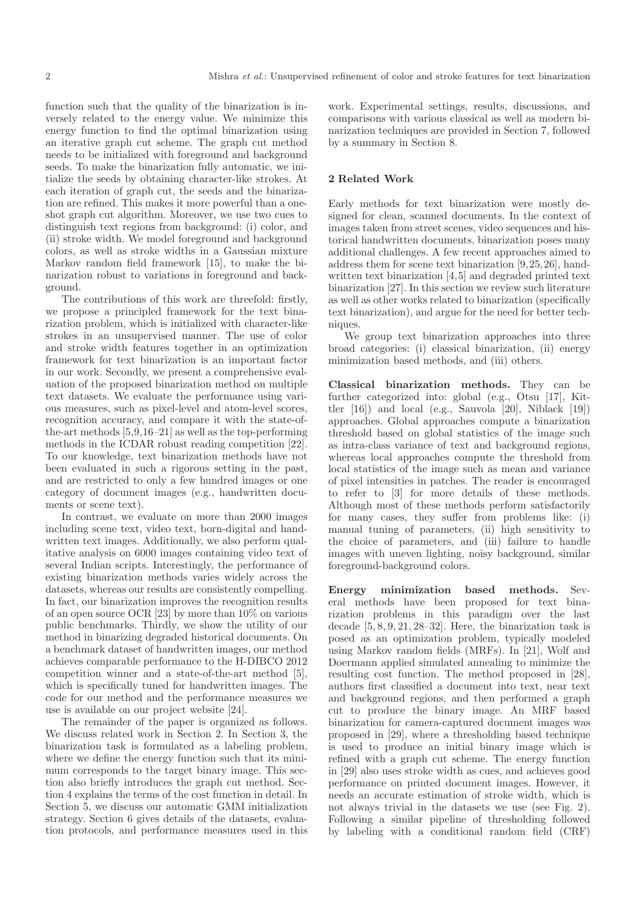function such that the quality of the binarization is inversely related to the energy value. We minimize this energy function to find the optimal binarization using an iterative graph cut scheme. The graph cut method needs to be initialized with foreground and background seeds. To make the binarization fully automatic, we initialize the seeds by obtaining character-like strokes. At each iteration of graph cut, the seeds and the binarization are refined. This makes it more powerful than a one-shot graph cut algorithm. Moreover, we use two cues to distinguish text regions from background: (i) color, and (ii) stroke width. We model foreground and background colors, as well as stroke widths in a Gaussian mixture Markov random field framework [15], to make the binarization robust to variations in foreground and background.

The contributions of this work are threefold: firstly, we propose a principled framework for the text binarization problem, which is initialized with character-like strokes in an unsupervised manner. The use of color and stroke width features together in an optimization framework for text binarization is an important factor in our work. Secondly, we present a comprehensive evaluation of the proposed binarization method on multiple text datasets. We evaluate the performance using various measures, such as pixel-level and atom-level scores, recognition accuracy, and compare it with the state-of-the-art methods [5,9,16–21] as well as the top-performing methods in the ICDAR robust reading competition [22]. To our knowledge, text binarization methods have not been evaluated in such a rigorous setting in the past, and are restricted to only a few hundred images or one category of document images (e.g., handwritten documents or scene text).

In contrast, we evaluate on more than 2000 images including scene text, video text, born-digital and handwritten text images. Additionally, we also perform qualitative analysis on 6000 images containing video text of several Indian scripts. Interestingly, the performance of existing binarization methods varies widely across the datasets, whereas our results are consistently compelling. In fact, our binarization improves the recognition results of an open source OCR [23] by more than 10% on various public benchmarks. Thirdly, we show the utility of our method in binarizing degraded historical documents. On a benchmark dataset of handwritten images, our method achieves comparable performance to the H-DIBCO 2012 competition winner and a state-of-the-art method [5], which is specifically tuned for handwritten images. The code for our method and the performance measures we use is available on our project website [24].

The remainder of the paper is organized as follows. We discuss related work in Section 2. In Section 3, the binarization task is formulated as a labeling problem, where we define the energy function such that its minimum corresponds to the target binary image. This section also briefly introduces the graph cut method. Section 4 explains the terms of the cost function in detail. In Section 5, we discuss our automatic GMM initialization strategy. Section 6 gives details of the datasets, evaluation protocols, and performance measures used in this work. Experimental settings, results, discussions, and comparisons with various classical as well as modern binarization techniques are provided in Section 7, followed by a summary in Section 8.

## 2 Related Work

Early methods for text binarization were mostly designed for clean, scanned documents. In the context of images taken from street scenes, video sequences and historical handwritten documents, binarization poses many additional challenges. A few recent approaches aimed to address them for scene text binarization [9,25,26], handwritten text binarization [4,5] and degraded printed text binarization [27]. In this section we review such literature as well as other works related to binarization (specifically text binarization), and argue for the need for better techniques.

We group text binarization approaches into three broad categories: (i) classical binarization, (ii) energy minimization based methods, and (iii) others.

**Classical binarization methods.** They can be further categorized into: global (e.g., Otsu [17], Kittler [16]) and local (e.g., Sauvola [20], Niblack [19]) approaches. Global approaches compute a binarization threshold based on global statistics of the image such as intra-class variance of text and background regions, whereas local approaches compute the threshold from local statistics of the image such as mean and variance of pixel intensities in patches. The reader is encouraged to refer to [3] for more details of these methods. Although most of these methods perform satisfactorily for many cases, they suffer from problems like: (i) manual tuning of parameters, (ii) high sensitivity to the choice of parameters, and (iii) failure to handle images with uneven lighting, noisy background, similar foreground-background colors.

**Energy minimization based methods.** Several methods have been proposed for text binarization problems in this paradigm over the last decade [5, 8, 9, 21, 28–32]. Here, the binarization task is posed as an optimization problem, typically modeled using Markov random fields (MRFs). In [21], Wolf and Doermann applied simulated annealing to minimize the resulting cost function. The method proposed in [28], authors first classified a document into text, near text and background regions, and then performed a graph cut to produce the binary image. An MRF based binarization for camera-captured document images was proposed in [29], where a thresholding based technique is used to produce an initial binary image which is refined with a graph cut scheme. The energy function in [29] also uses stroke width as cues, and achieves good performance on printed document images. However, it needs an accurate estimation of stroke width, which is not always trivial in the datasets we use (see Fig. 2). Following a similar pipeline of thresholding followed by labeling with a conditional random field (CRF)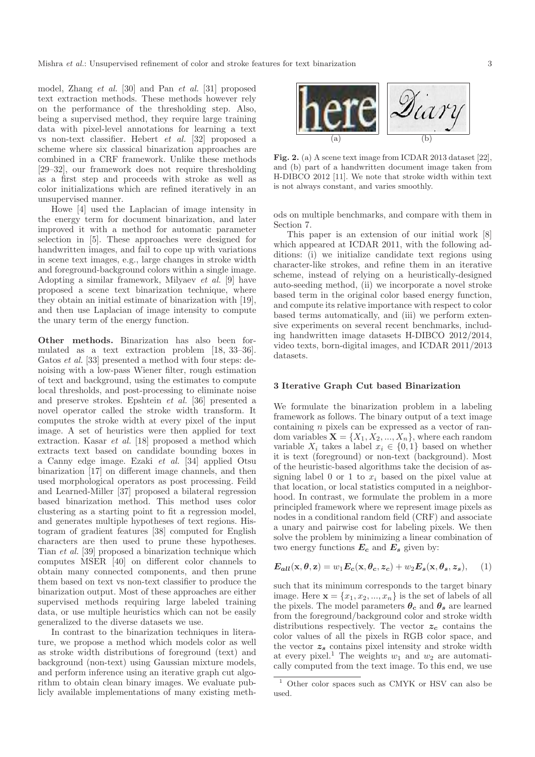model, Zhang *et al.* [30] and Pan *et al.* [31] proposed text extraction methods. These methods however rely on the performance of the thresholding step. Also, being a supervised method, they require large training data with pixel-level annotations for learning a text vs non-text classifier. Hebert *et al.* [32] proposed a scheme where six classical binarization approaches are combined in a CRF framework. Unlike these methods [29–32], our framework does not require thresholding as a first step and proceeds with stroke as well as color initializations which are refined iteratively in an unsupervised manner.

Howe [4] used the Laplacian of image intensity in the energy term for document binarization, and later improved it with a method for automatic parameter selection in [5]. These approaches were designed for handwritten images, and fail to cope up with variations in scene text images, e.g., large changes in stroke width and foreground-background colors within a single image. Adopting a similar framework, Milyaev *et al.* [9] have proposed a scene text binarization technique, where they obtain an initial estimate of binarization with [19], and then use Laplacian of image intensity to compute the unary term of the energy function.

**Other methods.** Binarization has also been formulated as a text extraction problem [18, 33–36]. Gatos *et al.* [33] presented a method with four steps: denoising with a low-pass Wiener filter, rough estimation of text and background, using the estimates to compute local thresholds, and post-processing to eliminate noise and preserve strokes. Epshtein *et al.* [36] presented a novel operator called the stroke width transform. It computes the stroke width at every pixel of the input image. A set of heuristics were then applied for text extraction. Kasar *et al.* [18] proposed a method which extracts text based on candidate bounding boxes in a Canny edge image. Ezaki *et al.* [34] applied Otsu binarization [17] on different image channels, and then used morphological operators as post processing. Feild and Learned-Miller [37] proposed a bilateral regression based binarization method. This method uses color clustering as a starting point to fit a regression model, and generates multiple hypotheses of text regions. Histogram of gradient features [38] computed for English characters are then used to prune these hypotheses. Tian *et al.* [39] proposed a binarization technique which computes MSER [40] on different color channels to obtain many connected components, and then prune them based on text vs non-text classifier to produce the binarization output. Most of these approaches are either supervised methods requiring large labeled training data, or use multiple heuristics which can not be easily generalized to the diverse datasets we use.

In contrast to the binarization techniques in literature, we propose a method which models color as well as stroke width distributions of foreground (text) and background (non-text) using Gaussian mixture models, and perform inference using an iterative graph cut algorithm to obtain clean binary images. We evaluate publicly available implementations of many existing methods on multiple benchmarks, and compare with them in Section 7.

**Fig. 2.** (a) A scene text image from ICDAR 2013 dataset [22], and (b) part of a handwritten document image taken from H-DIBCO 2012 [11]. We note that stroke width within text is not always constant, and varies smoothly.

This paper is an extension of our initial work [8] which appeared at ICDAR 2011, with the following additions: (i) we initialize candidate text regions using character-like strokes, and refine them in an iterative scheme, instead of relying on a heuristically-designed auto-seeding method, (ii) we incorporate a novel stroke based term in the original color based energy function, and compute its relative importance with respect to color based terms automatically, and (iii) we perform extensive experiments on several recent benchmarks, including handwritten image datasets H-DIBCO 2012/2014, video texts, born-digital images, and ICDAR 2011/2013 datasets.

## 3 Iterative Graph Cut based Binarization

We formulate the binarization problem in a labeling framework as follows. The binary output of a text image containing $n$ pixels can be expressed as a vector of random variables $\mathbf{X} = \{X_1, X_2, ..., X_n\}$, where each random variable $X_i$ takes a label $x_i \in \{0, 1\}$ based on whether it is text (foreground) or non-text (background). Most of the heuristic-based algorithms take the decision of assigning label 0 or 1 to $x_i$ based on the pixel value at that location, or local statistics computed in a neighborhood. In contrast, we formulate the problem in a more principled framework where we represent image pixels as nodes in a conditional random field (CRF) and associate a unary and pairwise cost for labeling pixels. We then solve the problem by minimizing a linear combination of two energy functions $\boldsymbol{E_c}$ and $\boldsymbol{E_s}$ given by:

$$\boldsymbol{E_{all}}(\mathbf{x}, \boldsymbol{\theta}, \mathbf{z}) = w_1 \boldsymbol{E_c}(\mathbf{x}, \boldsymbol{\theta_c}, \boldsymbol{z_c}) + w_2 \boldsymbol{E_s}(\mathbf{x}, \boldsymbol{\theta_s}, \boldsymbol{z_s}), \quad (1)$$

such that its minimum corresponds to the target binary image. Here $\mathbf{x} = \{x_1, x_2, ..., x_n\}$ is the set of labels of all the pixels. The model parameters $\boldsymbol{\theta_c}$ and $\boldsymbol{\theta_s}$ are learned from the foreground/background color and stroke width distributions respectively. The vector $\boldsymbol{z_c}$ contains the color values of all the pixels in RGB color space, and the vector $\boldsymbol{z_s}$ contains pixel intensity and stroke width at every pixel.[1] The weights $w_1$ and $w_2$ are automatically computed from the text image. To this end, we use

[1] Other color spaces such as CMYK or HSV can also be used.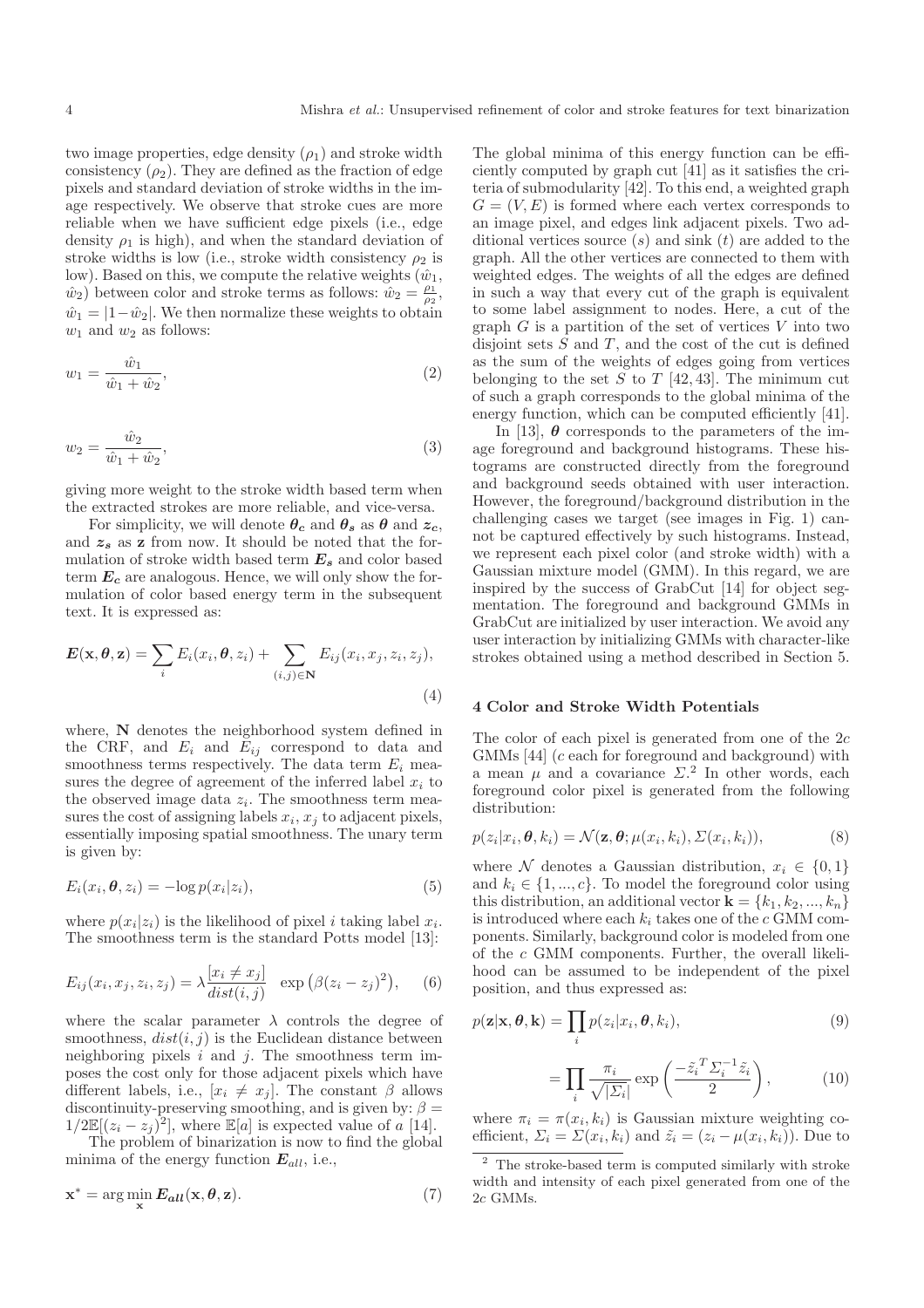two image properties, edge density ($\rho_1$) and stroke width consistency ($\rho_2$). They are defined as the fraction of edge pixels and standard deviation of stroke widths in the image respectively. We observe that stroke cues are more reliable when we have sufficient edge pixels (i.e., edge density $\rho_1$ is high), and when the standard deviation of stroke widths is low (i.e., stroke width consistency $\rho_2$ is low). Based on this, we compute the relative weights ($\hat{w}_1$, $\hat{w}_2$) between color and stroke terms as follows: $\hat{w}_2 = \frac{\rho_1}{\rho_2}$, $\hat{w}_1 = |1 - \hat{w}_2|$. We then normalize these weights to obtain $w_1$ and $w_2$ as follows:

$$w_1 = \frac{\hat{w}_1}{\hat{w}_1 + \hat{w}_2}, \tag{2}$$

$$w_2 = \frac{\hat{w}_2}{\hat{w}_1 + \hat{w}_2}, \tag{3}$$

giving more weight to the stroke width based term when the extracted strokes are more reliable, and vice-versa.

For simplicity, we will denote $\boldsymbol{\theta_c}$ and $\boldsymbol{\theta_s}$ as $\boldsymbol{\theta}$ and $\boldsymbol{z_c}$, and $\boldsymbol{z_s}$ as $\mathbf{z}$ from now. It should be noted that the formulation of stroke width based term $\boldsymbol{E_s}$ and color based term $\boldsymbol{E_c}$ are analogous. Hence, we will only show the formulation of color based energy term in the subsequent text. It is expressed as:

$$\boldsymbol{E}(\mathbf{x}, \boldsymbol{\theta}, \mathbf{z}) = \sum_i E_i(x_i, \boldsymbol{\theta}, z_i) + \sum_{(i,j)\in \mathbf{N}} E_{ij}(x_i, x_j, z_i, z_j), \tag{4}$$

where, $\mathbf{N}$ denotes the neighborhood system defined in the CRF, and $E_i$ and $E_{ij}$ correspond to data and smoothness terms respectively. The data term $E_i$ measures the degree of agreement of the inferred label $x_i$ to the observed image data $z_i$. The smoothness term measures the cost of assigning labels $x_i$, $x_j$ to adjacent pixels, essentially imposing spatial smoothness. The unary term is given by:

$$E_i(x_i, \boldsymbol{\theta}, z_i) = -\log p(x_i|z_i), \tag{5}$$

where $p(x_i|z_i)$ is the likelihood of pixel $i$ taking label $x_i$. The smoothness term is the standard Potts model [13]:

$$E_{ij}(x_i, x_j, z_i, z_j) = \lambda \frac{[x_i \neq x_j]}{dist(i,j)} \ \exp\left(\beta (z_i - z_j)^2\right), \tag{6}$$

where the scalar parameter $\lambda$ controls the degree of smoothness, $dist(i,j)$ is the Euclidean distance between neighboring pixels $i$ and $j$. The smoothness term imposes the cost only for those adjacent pixels which have different labels, i.e., $[x_i \neq x_j]$. The constant $\beta$ allows discontinuity-preserving smoothing, and is given by: $\beta = 1/2\mathbb{E}[(z_i - z_j)^2]$, where $\mathbb{E}[a]$ is expected value of $a$ [14].

The problem of binarization is now to find the global minima of the energy function $\boldsymbol{E_{all}}$, i.e.,

$$\mathbf{x}^* = \arg\min_{\mathbf{x}} \boldsymbol{E_{all}}(\mathbf{x}, \boldsymbol{\theta}, \mathbf{z}). \tag{7}$$

The global minima of this energy function can be efficiently computed by graph cut [41] as it satisfies the criteria of submodularity [42]. To this end, a weighted graph $G = (V, E)$ is formed where each vertex corresponds to an image pixel, and edges link adjacent pixels. Two additional vertices source ($s$) and sink ($t$) are added to the graph. All the other vertices are connected to them with weighted edges. The weights of all the edges are defined in such a way that every cut of the graph is equivalent to some label assignment to nodes. Here, a cut of the graph $G$ is a partition of the set of vertices $V$ into two disjoint sets $S$ and $T$, and the cost of the cut is defined as the sum of the weights of edges going from vertices belonging to the set $S$ to $T$ [42, 43]. The minimum cut of such a graph corresponds to the global minima of the energy function, which can be computed efficiently [41].

In [13], $\boldsymbol{\theta}$ corresponds to the parameters of the image foreground and background histograms. These histograms are constructed directly from the foreground and background seeds obtained with user interaction. However, the foreground/background distribution in the challenging cases we target (see images in Fig. 1) cannot be captured effectively by such histograms. Instead, we represent each pixel color (and stroke width) with a Gaussian mixture model (GMM). In this regard, we are inspired by the success of GrabCut [14] for object segmentation. The foreground and background GMMs in GrabCut are initialized by user interaction. We avoid any user interaction by initializing GMMs with character-like strokes obtained using a method described in Section 5.

## 4 Color and Stroke Width Potentials

The color of each pixel is generated from one of the $2c$ GMMs [44] ($c$ each for foreground and background) with a mean $\mu$ and a covariance $\Sigma$.[2] In other words, each foreground color pixel is generated from the following distribution:

$$p(z_i|x_i, \boldsymbol{\theta}, k_i) = \mathcal{N}(\mathbf{z}, \boldsymbol{\theta}; \mu(x_i, k_i), \Sigma(x_i, k_i)), \tag{8}$$

where $\mathcal{N}$ denotes a Gaussian distribution, $x_i \in \{0, 1\}$ and $k_i \in \{1, ..., c\}$. To model the foreground color using this distribution, an additional vector $\mathbf{k} = \{k_1, k_2, ..., k_n\}$ is introduced where each $k_i$ takes one of the $c$ GMM components. Similarly, background color is modeled from one of the $c$ GMM components. Further, the overall likelihood can be assumed to be independent of the pixel position, and thus expressed as:

$$p(\mathbf{z}|\mathbf{x}, \boldsymbol{\theta}, \mathbf{k}) = \prod_i p(z_i|x_i, \boldsymbol{\theta}, k_i), \tag{9}$$

$$= \prod_i \frac{\pi_i}{\sqrt{|\Sigma_i|}} \exp\left(\frac{-\tilde{z}_i^{\,T} \Sigma_i^{-1} \tilde{z}_i}{2}\right), \tag{10}$$

where $\pi_i = \pi(x_i, k_i)$ is Gaussian mixture weighting coefficient, $\Sigma_i = \Sigma(x_i, k_i)$ and $\tilde{z}_i = (z_i - \mu(x_i, k_i))$. Due to

[2] The stroke-based term is computed similarly with stroke width and intensity of each pixel generated from one of the $2c$ GMMs.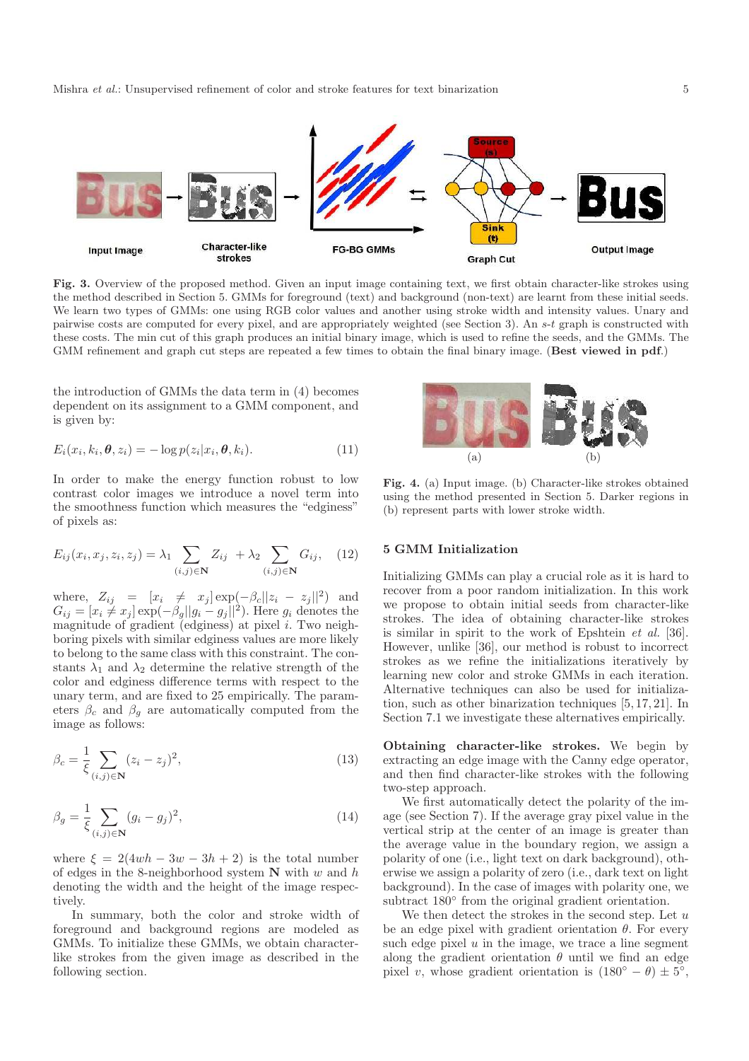**Fig. 3.** Overview of the proposed method. Given an input image containing text, we first obtain character-like strokes using the method described in Section 5. GMMs for foreground (text) and background (non-text) are learnt from these initial seeds. We learn two types of GMMs: one using RGB color values and another using stroke width and intensity values. Unary and pairwise costs are computed for every pixel, and are appropriately weighted (see Section 3). An $s$-$t$ graph is constructed with these costs. The min cut of this graph produces an initial binary image, which is used to refine the seeds, and the GMMs. The GMM refinement and graph cut steps are repeated a few times to obtain the final binary image. (**Best viewed in pdf.**)

the introduction of GMMs the data term in (4) becomes dependent on its assignment to a GMM component, and is given by:

$$E_i(x_i, k_i, \boldsymbol{\theta}, z_i) = -\log p(z_i | x_i, \boldsymbol{\theta}, k_i). \tag{11}$$

In order to make the energy function robust to low contrast color images we introduce a novel term into the smoothness function which measures the "edginess" of pixels as:

$$E_{ij}(x_i, x_j, z_i, z_j) = \lambda_1 \sum_{(i,j)\in\mathbf{N}} Z_{ij} + \lambda_2 \sum_{(i,j)\in\mathbf{N}} G_{ij}, \tag{12}$$

where, $Z_{ij} = [x_i \neq x_j]\exp(-\beta_c||z_i - z_j||^2)$ and $G_{ij} = [x_i \neq x_j]\exp(-\beta_g||g_i - g_j||^2)$. Here $g_i$ denotes the magnitude of gradient (edginess) at pixel $i$. Two neighboring pixels with similar edginess values are more likely to belong to the same class with this constraint. The constants $\lambda_1$ and $\lambda_2$ determine the relative strength of the color and edginess difference terms with respect to the unary term, and are fixed to 25 empirically. The parameters $\beta_c$ and $\beta_g$ are automatically computed from the image as follows:

$$\beta_c = \frac{1}{\xi} \sum_{(i,j)\in\mathbf{N}} (z_i - z_j)^2, \tag{13}$$

$$\beta_g = \frac{1}{\xi} \sum_{(i,j)\in\mathbf{N}} (g_i - g_j)^2, \tag{14}$$

where $\xi = 2(4wh - 3w - 3h + 2)$ is the total number of edges in the 8-neighborhood system $\mathbf{N}$ with $w$ and $h$ denoting the width and the height of the image respectively.

In summary, both the color and stroke width of foreground and background regions are modeled as GMMs. To initialize these GMMs, we obtain character-like strokes from the given image as described in the following section.

**Fig. 4.** (a) Input image. (b) Character-like strokes obtained using the method presented in Section 5. Darker regions in (b) represent parts with lower stroke width.

## 5 GMM Initialization

Initializing GMMs can play a crucial role as it is hard to recover from a poor random initialization. In this work we propose to obtain initial seeds from character-like strokes. The idea of obtaining character-like strokes is similar in spirit to the work of Epshtein *et al.* [36]. However, unlike [36], our method is robust to incorrect strokes as we refine the initializations iteratively by learning new color and stroke GMMs in each iteration. Alternative techniques can also be used for initialization, such as other binarization techniques [5,17,21]. In Section 7.1 we investigate these alternatives empirically.

**Obtaining character-like strokes.** We begin by extracting an edge image with the Canny edge operator, and then find character-like strokes with the following two-step approach.

We first automatically detect the polarity of the image (see Section 7). If the average gray pixel value in the vertical strip at the center of an image is greater than the average value in the boundary region, we assign a polarity of one (i.e., light text on dark background), otherwise we assign a polarity of zero (i.e., dark text on light background). In the case of images with polarity one, we subtract 180° from the original gradient orientation.

We then detect the strokes in the second step. Let $u$ be an edge pixel with gradient orientation $\theta$. For every such edge pixel $u$ in the image, we trace a line segment along the gradient orientation $\theta$ until we find an edge pixel $v$, whose gradient orientation is $(180° - \theta) \pm 5°$,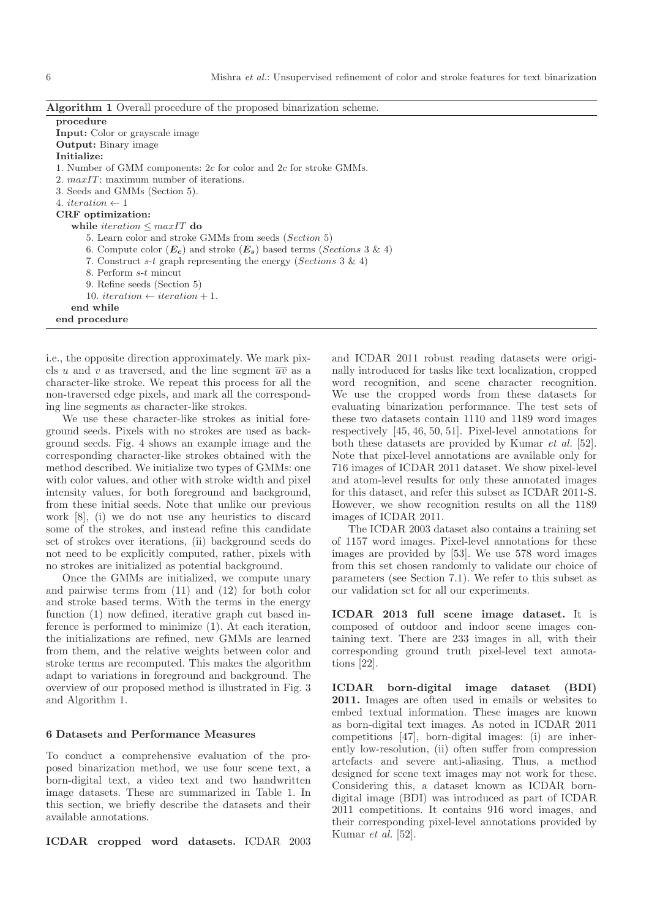**Algorithm 1** Overall procedure of the proposed binarization scheme.

**procedure**

**Input:** Color or grayscale image

**Output:** Binary image

**Initialize:**

1. Number of GMM components: $2c$ for color and $2c$ for stroke GMMs.
2. $maxIT$: maximum number of iterations.
3. Seeds and GMMs (Section 5).
4. $iteration \leftarrow 1$

**CRF optimization:**

**while** $iteration \leq maxIT$ **do**

5. Learn color and stroke GMMs from seeds (*Section* 5)
6. Compute color ($\boldsymbol{E_c}$) and stroke ($\boldsymbol{E_s}$) based terms (*Sections* 3 & 4)
7. Construct *s*-*t* graph representing the energy (*Sections* 3 & 4)
8. Perform *s*-*t* mincut
9. Refine seeds (Section 5)
10. $iteration \leftarrow iteration + 1$.

**end while**

**end procedure**

i.e., the opposite direction approximately. We mark pixels $u$ and $v$ as traversed, and the line segment $\overline{uv}$ as a character-like stroke. We repeat this process for all the non-traversed edge pixels, and mark all the corresponding line segments as character-like strokes.

We use these character-like strokes as initial foreground seeds. Pixels with no strokes are used as background seeds. Fig. 4 shows an example image and the corresponding character-like strokes obtained with the method described. We initialize two types of GMMs: one with color values, and other with stroke width and pixel intensity values, for both foreground and background, from these initial seeds. Note that unlike our previous work [8], (i) we do not use any heuristics to discard some of the strokes, and instead refine this candidate set of strokes over iterations, (ii) background seeds do not need to be explicitly computed, rather, pixels with no strokes are initialized as potential background.

Once the GMMs are initialized, we compute unary and pairwise terms from (11) and (12) for both color and stroke based terms. With the terms in the energy function (1) now defined, iterative graph cut based inference is performed to minimize (1). At each iteration, the initializations are refined, new GMMs are learned from them, and the relative weights between color and stroke terms are recomputed. This makes the algorithm adapt to variations in foreground and background. The overview of our proposed method is illustrated in Fig. 3 and Algorithm 1.

## 6 Datasets and Performance Measures

To conduct a comprehensive evaluation of the proposed binarization method, we use four scene text, a born-digital text, a video text and two handwritten image datasets. These are summarized in Table 1. In this section, we briefly describe the datasets and their available annotations.

**ICDAR cropped word datasets.** ICDAR 2003 and ICDAR 2011 robust reading datasets were originally introduced for tasks like text localization, cropped word recognition, and scene character recognition. We use the cropped words from these datasets for evaluating binarization performance. The test sets of these two datasets contain 1110 and 1189 word images respectively [45, 46, 50, 51]. Pixel-level annotations for both these datasets are provided by Kumar *et al.* [52]. Note that pixel-level annotations are available only for 716 images of ICDAR 2011 dataset. We show pixel-level and atom-level results for only these annotated images for this dataset, and refer this subset as ICDAR 2011-S. However, we show recognition results on all the 1189 images of ICDAR 2011.

The ICDAR 2003 dataset also contains a training set of 1157 word images. Pixel-level annotations for these images are provided by [53]. We use 578 word images from this set chosen randomly to validate our choice of parameters (see Section 7.1). We refer to this subset as our validation set for all our experiments.

**ICDAR 2013 full scene image dataset.** It is composed of outdoor and indoor scene images containing text. There are 233 images in all, with their corresponding ground truth pixel-level text annotations [22].

**ICDAR born-digital image dataset (BDI) 2011.** Images are often used in emails or websites to embed textual information. These images are known as born-digital text images. As noted in ICDAR 2011 competitions [47], born-digital images: (i) are inherently low-resolution, (ii) often suffer from compression artefacts and severe anti-aliasing. Thus, a method designed for scene text images may not work for these. Considering this, a dataset known as ICDAR born-digital image (BDI) was introduced as part of ICDAR 2011 competitions. It contains 916 word images, and their corresponding pixel-level annotations provided by Kumar *et al.* [52].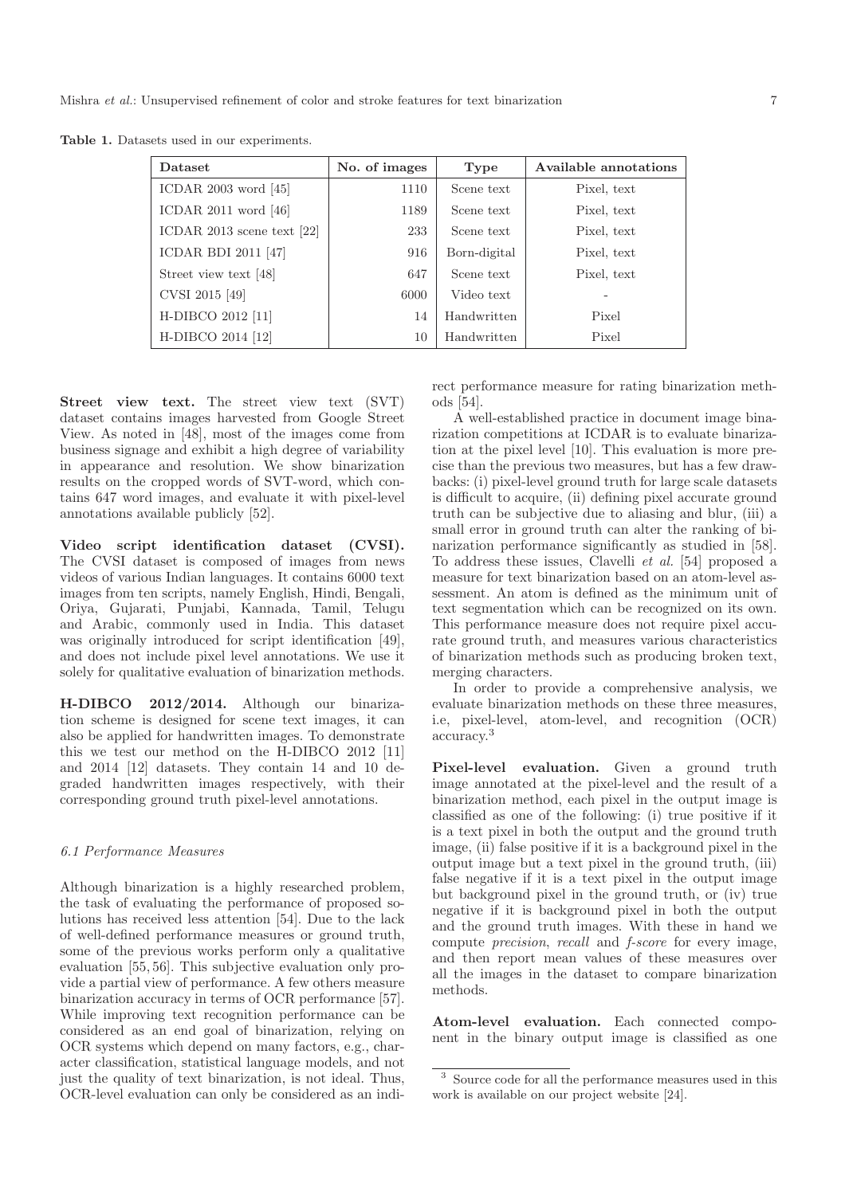Table 1. Datasets used in our experiments.

| Dataset | No. of images | Type | Available annotations |
|---|---|---|---|
| ICDAR 2003 word [45] | 1110 | Scene text | Pixel, text |
| ICDAR 2011 word [46] | 1189 | Scene text | Pixel, text |
| ICDAR 2013 scene text [22] | 233 | Scene text | Pixel, text |
| ICDAR BDI 2011 [47] | 916 | Born-digital | Pixel, text |
| Street view text [48] | 647 | Scene text | Pixel, text |
| CVSI 2015 [49] | 6000 | Video text | - |
| H-DIBCO 2012 [11] | 14 | Handwritten | Pixel |
| H-DIBCO 2014 [12] | 10 | Handwritten | Pixel |

**Street view text.** The street view text (SVT) dataset contains images harvested from Google Street View. As noted in [48], most of the images come from business signage and exhibit a high degree of variability in appearance and resolution. We show binarization results on the cropped words of SVT-word, which contains 647 word images, and evaluate it with pixel-level annotations available publicly [52].

**Video script identification dataset (CVSI).** The CVSI dataset is composed of images from news videos of various Indian languages. It contains 6000 text images from ten scripts, namely English, Hindi, Bengali, Oriya, Gujarati, Punjabi, Kannada, Tamil, Telugu and Arabic, commonly used in India. This dataset was originally introduced for script identification [49], and does not include pixel level annotations. We use it solely for qualitative evaluation of binarization methods.

**H-DIBCO 2012/2014.** Although our binarization scheme is designed for scene text images, it can also be applied for handwritten images. To demonstrate this we test our method on the H-DIBCO 2012 [11] and 2014 [12] datasets. They contain 14 and 10 degraded handwritten images respectively, with their corresponding ground truth pixel-level annotations.

### 6.1 Performance Measures

Although binarization is a highly researched problem, the task of evaluating the performance of proposed solutions has received less attention [54]. Due to the lack of well-defined performance measures or ground truth, some of the previous works perform only a qualitative evaluation [55, 56]. This subjective evaluation only provide a partial view of performance. A few others measure binarization accuracy in terms of OCR performance [57]. While improving text recognition performance can be considered as an end goal of binarization, relying on OCR systems which depend on many factors, e.g., character classification, statistical language models, and not just the quality of text binarization, is not ideal. Thus, OCR-level evaluation can only be considered as an indirect performance measure for rating binarization methods [54].

A well-established practice in document image binarization competitions at ICDAR is to evaluate binarization at the pixel level [10]. This evaluation is more precise than the previous two measures, but has a few drawbacks: (i) pixel-level ground truth for large scale datasets is difficult to acquire, (ii) defining pixel accurate ground truth can be subjective due to aliasing and blur, (iii) a small error in ground truth can alter the ranking of binarization performance significantly as studied in [58]. To address these issues, Clavelli *et al.* [54] proposed a measure for text binarization based on an atom-level assessment. An atom is defined as the minimum unit of text segmentation which can be recognized on its own. This performance measure does not require pixel accurate ground truth, and measures various characteristics of binarization methods such as producing broken text, merging characters.

In order to provide a comprehensive analysis, we evaluate binarization methods on these three measures, i.e, pixel-level, atom-level, and recognition (OCR) accuracy.[3]

**Pixel-level evaluation.** Given a ground truth image annotated at the pixel-level and the result of a binarization method, each pixel in the output image is classified as one of the following: (i) true positive if it is a text pixel in both the output and the ground truth image, (ii) false positive if it is a background pixel in the output image but a text pixel in the ground truth, (iii) false negative if it is a text pixel in the output image but background pixel in the ground truth, or (iv) true negative if it is background pixel in both the output and the ground truth images. With these in hand we compute *precision*, *recall* and *f-score* for every image, and then report mean values of these measures over all the images in the dataset to compare binarization methods.

**Atom-level evaluation.** Each connected component in the binary output image is classified as one

[3] Source code for all the performance measures used in this work is available on our project website [24].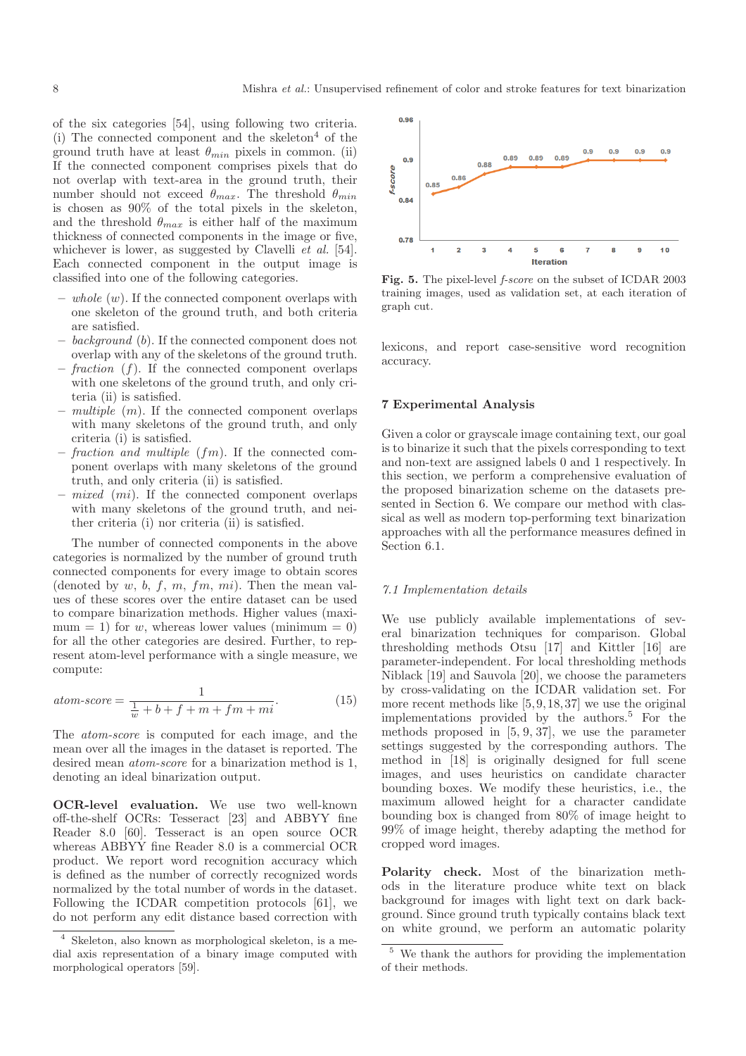of the six categories [54], using following two criteria. (i) The connected component and the skeleton[4] of the ground truth have at least $\theta_{min}$ pixels in common. (ii) If the connected component comprises pixels that do not overlap with text-area in the ground truth, their number should not exceed $\theta_{max}$. The threshold $\theta_{min}$ is chosen as 90% of the total pixels in the skeleton, and the threshold $\theta_{max}$ is either half of the maximum thickness of connected components in the image or five, whichever is lower, as suggested by Clavelli *et al.* [54]. Each connected component in the output image is classified into one of the following categories.

- *whole* ($w$). If the connected component overlaps with one skeleton of the ground truth, and both criteria are satisfied.
- *background* ($b$). If the connected component does not overlap with any of the skeletons of the ground truth.
- *fraction* ($f$). If the connected component overlaps with one skeletons of the ground truth, and only criteria (ii) is satisfied.
- *multiple* ($m$). If the connected component overlaps with many skeletons of the ground truth, and only criteria (i) is satisfied.
- *fraction and multiple* ($fm$). If the connected component overlaps with many skeletons of the ground truth, and only criteria (ii) is satisfied.
- *mixed* ($mi$). If the connected component overlaps with many skeletons of the ground truth, and neither criteria (i) nor criteria (ii) is satisfied.

The number of connected components in the above categories is normalized by the number of ground truth connected components for every image to obtain scores (denoted by $w$, $b$, $f$, $m$, $fm$, $mi$). Then the mean values of these scores over the entire dataset can be used to compare binarization methods. Higher values (maximum = 1) for $w$, whereas lower values (minimum = 0) for all the other categories are desired. Further, to represent atom-level performance with a single measure, we compute:

$$\textit{atom-score} = \frac{1}{\frac{1}{w} + b + f + m + fm + mi}. \tag{15}$$

The *atom-score* is computed for each image, and the mean over all the images in the dataset is reported. The desired mean *atom-score* for a binarization method is 1, denoting an ideal binarization output.

**OCR-level evaluation.** We use two well-known off-the-shelf OCRs: Tesseract [23] and ABBYY fine Reader 8.0 [60]. Tesseract is an open source OCR whereas ABBYY fine Reader 8.0 is a commercial OCR product. We report word recognition accuracy which is defined as the number of correctly recognized words normalized by the total number of words in the dataset. Following the ICDAR competition protocols [61], we do not perform any edit distance based correction with lexicons, and report case-sensitive word recognition accuracy.

[4] Skeleton, also known as morphological skeleton, is a medial axis representation of a binary image computed with morphological operators [59].

**Fig. 5.** The pixel-level *f-score* on the subset of ICDAR 2003 training images, used as validation set, at each iteration of graph cut.

## 7 Experimental Analysis

Given a color or grayscale image containing text, our goal is to binarize it such that the pixels corresponding to text and non-text are assigned labels 0 and 1 respectively. In this section, we perform a comprehensive evaluation of the proposed binarization scheme on the datasets presented in Section 6. We compare our method with classical as well as modern top-performing text binarization approaches with all the performance measures defined in Section 6.1.

### 7.1 Implementation details

We use publicly available implementations of several binarization techniques for comparison. Global thresholding methods Otsu [17] and Kittler [16] are parameter-independent. For local thresholding methods Niblack [19] and Sauvola [20], we choose the parameters by cross-validating on the ICDAR validation set. For more recent methods like [5,9,18,37] we use the original implementations provided by the authors.[5] For the methods proposed in [5,9,37], we use the parameter settings suggested by the corresponding authors. The method in [18] is originally designed for full scene images, and uses heuristics on candidate character bounding boxes. We modify these heuristics, i.e., the maximum allowed height for a character candidate bounding box is changed from 80% of image height to 99% of image height, thereby adapting the method for cropped word images.

**Polarity check.** Most of the binarization methods in the literature produce white text on black background for images with light text on dark background. Since ground truth typically contains black text on white ground, we perform an automatic polarity

[5] We thank the authors for providing the implementation of their methods.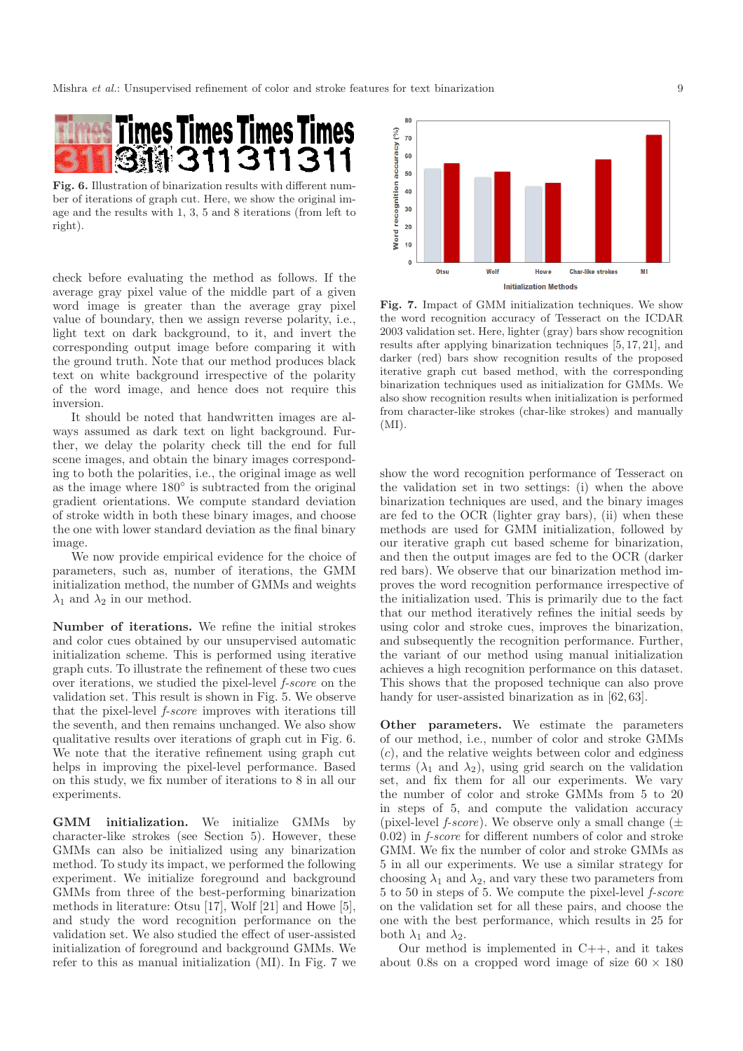**Fig. 6.** Illustration of binarization results with different number of iterations of graph cut. Here, we show the original image and the results with 1, 3, 5 and 8 iterations (from left to right).

check before evaluating the method as follows. If the average gray pixel value of the middle part of a given word image is greater than the average gray pixel value of boundary, then we assign reverse polarity, i.e., light text on dark background, to it, and invert the corresponding output image before comparing it with the ground truth. Note that our method produces black text on white background irrespective of the polarity of the word image, and hence does not require this inversion.

It should be noted that handwritten images are always assumed as dark text on light background. Further, we delay the polarity check till the end for full scene images, and obtain the binary images corresponding to both the polarities, i.e., the original image as well as the image where 180° is subtracted from the original gradient orientations. We compute standard deviation of stroke width in both these binary images, and choose the one with lower standard deviation as the final binary image.

We now provide empirical evidence for the choice of parameters, such as, number of iterations, the GMM initialization method, the number of GMMs and weights $\lambda_1$ and $\lambda_2$ in our method.

**Number of iterations.** We refine the initial strokes and color cues obtained by our unsupervised automatic initialization scheme. This is performed using iterative graph cuts. To illustrate the refinement of these two cues over iterations, we studied the pixel-level *f-score* on the validation set. This result is shown in Fig. 5. We observe that the pixel-level *f-score* improves with iterations till the seventh, and then remains unchanged. We also show qualitative results over iterations of graph cut in Fig. 6. We note that the iterative refinement using graph cut helps in improving the pixel-level performance. Based on this study, we fix number of iterations to 8 in all our experiments.

**GMM initialization.** We initialize GMMs by character-like strokes (see Section 5). However, these GMMs can also be initialized using any binarization method. To study its impact, we performed the following experiment. We initialize foreground and background GMMs from three of the best-performing binarization methods in literature: Otsu [17], Wolf [21] and Howe [5], and study the word recognition performance on the validation set. We also studied the effect of user-assisted initialization of foreground and background GMMs. We refer to this as manual initialization (MI). In Fig. 7 we show the word recognition performance of Tesseract on the validation set in two settings: (i) when the above binarization techniques are used, and the binary images are fed to the OCR (lighter gray bars), (ii) when these methods are used for GMM initialization, followed by our iterative graph cut based scheme for binarization, and then the output images are fed to the OCR (darker red bars). We observe that our binarization method improves the word recognition performance irrespective of the initialization used. This is primarily due to the fact that our method iteratively refines the initial seeds by using color and stroke cues, improves the binarization, and subsequently the recognition performance. Further, the variant of our method using manual initialization achieves a high recognition performance on this dataset. This shows that the proposed technique can also prove handy for user-assisted binarization as in [62, 63].

**Fig. 7.** Impact of GMM initialization techniques. We show the word recognition accuracy of Tesseract on the ICDAR 2003 validation set. Here, lighter (gray) bars show recognition results after applying binarization techniques [5, 17, 21], and darker (red) bars show recognition results of the proposed iterative graph cut based method, with the corresponding binarization techniques used as initialization for GMMs. We also show recognition results when initialization is performed from character-like strokes (char-like strokes) and manually (MI).

**Other parameters.** We estimate the parameters of our method, i.e., number of color and stroke GMMs ($c$), and the relative weights between color and edginess terms ($\lambda_1$ and $\lambda_2$), using grid search on the validation set, and fix them for all our experiments. We vary the number of color and stroke GMMs from 5 to 20 in steps of 5, and compute the validation accuracy (pixel-level *f-score*). We observe only a small change ($\pm$ 0.02) in *f-score* for different numbers of color and stroke GMM. We fix the number of color and stroke GMMs as 5 in all our experiments. We use a similar strategy for choosing $\lambda_1$ and $\lambda_2$, and vary these two parameters from 5 to 50 in steps of 5. We compute the pixel-level *f-score* on the validation set for all these pairs, and choose the one with the best performance, which results in 25 for both $\lambda_1$ and $\lambda_2$.

Our method is implemented in C++, and it takes about 0.8s on a cropped word image of size $60 \times 180$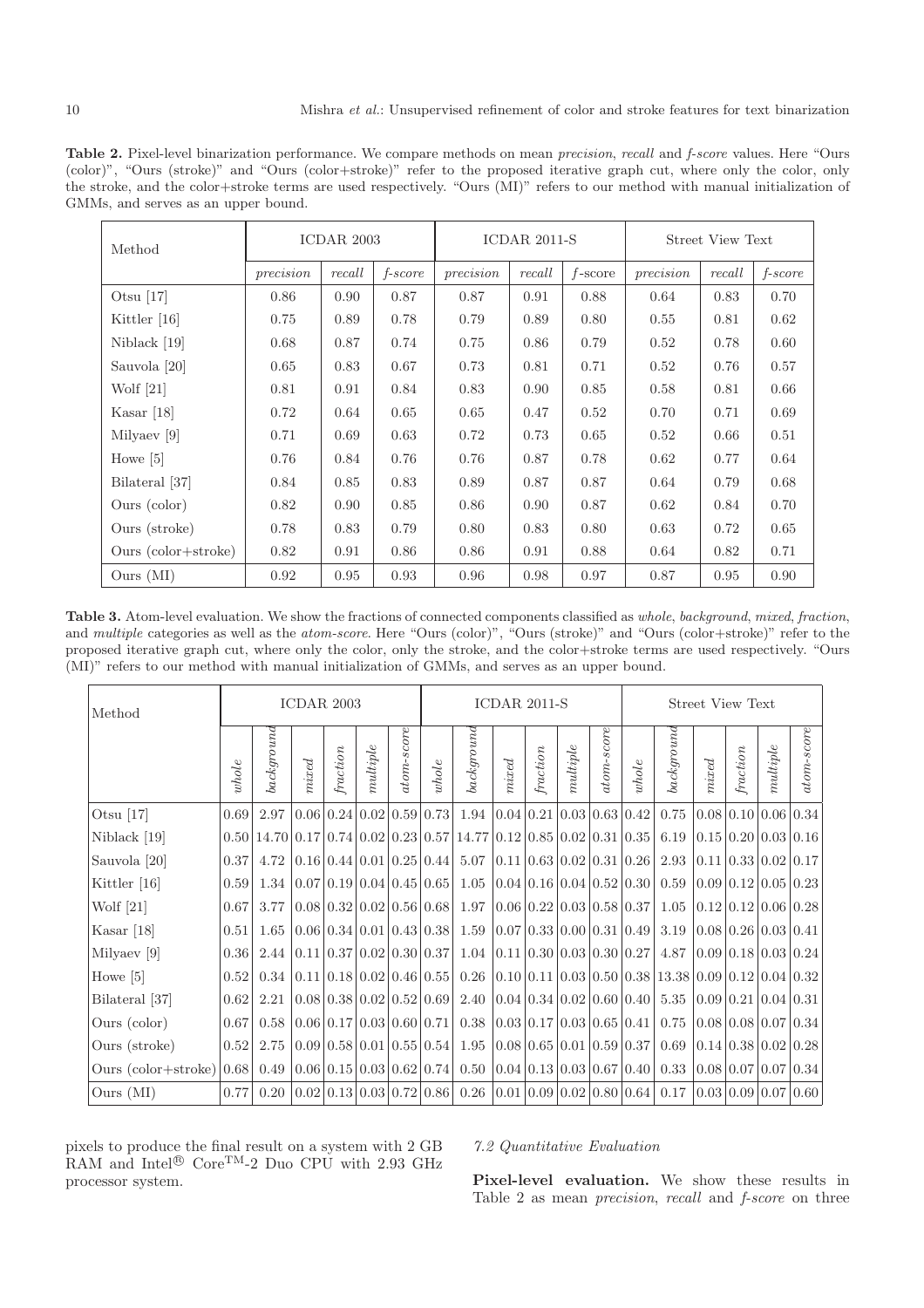**Table 2.** Pixel-level binarization performance. We compare methods on mean *precision*, *recall* and *f-score* values. Here "Ours (color)", "Ours (stroke)" and "Ours (color+stroke)" refer to the proposed iterative graph cut, where only the color, only the stroke, and the color+stroke terms are used respectively. "Ours (MI)" refers to our method with manual initialization of GMMs, and serves as an upper bound.

| Method | ICDAR 2003 | | | ICDAR 2011-S | | | Street View Text | | |
|---|---|---|---|---|---|---|---|---|---|
| | *precision* | *recall* | *f-score* | *precision* | *recall* | *f*-score | *precision* | *recall* | *f-score* |
| Otsu [17] | 0.86 | 0.90 | 0.87 | 0.87 | 0.91 | 0.88 | 0.64 | 0.83 | 0.70 |
| Kittler [16] | 0.75 | 0.89 | 0.78 | 0.79 | 0.89 | 0.80 | 0.55 | 0.81 | 0.62 |
| Niblack [19] | 0.68 | 0.87 | 0.74 | 0.75 | 0.86 | 0.79 | 0.52 | 0.78 | 0.60 |
| Sauvola [20] | 0.65 | 0.83 | 0.67 | 0.73 | 0.81 | 0.71 | 0.52 | 0.76 | 0.57 |
| Wolf [21] | 0.81 | 0.91 | 0.84 | 0.83 | 0.90 | 0.85 | 0.58 | 0.81 | 0.66 |
| Kasar [18] | 0.72 | 0.64 | 0.65 | 0.65 | 0.47 | 0.52 | 0.70 | 0.71 | 0.69 |
| Milyaev [9] | 0.71 | 0.69 | 0.63 | 0.72 | 0.73 | 0.65 | 0.52 | 0.66 | 0.51 |
| Howe [5] | 0.76 | 0.84 | 0.76 | 0.76 | 0.87 | 0.78 | 0.62 | 0.77 | 0.64 |
| Bilateral [37] | 0.84 | 0.85 | 0.83 | 0.89 | 0.87 | 0.87 | 0.64 | 0.79 | 0.68 |
| Ours (color) | 0.82 | 0.90 | 0.85 | 0.86 | 0.90 | 0.87 | 0.62 | 0.84 | 0.70 |
| Ours (stroke) | 0.78 | 0.83 | 0.79 | 0.80 | 0.83 | 0.80 | 0.63 | 0.72 | 0.65 |
| Ours (color+stroke) | 0.82 | 0.91 | 0.86 | 0.86 | 0.91 | 0.88 | 0.64 | 0.82 | 0.71 |
| Ours (MI) | 0.92 | 0.95 | 0.93 | 0.96 | 0.98 | 0.97 | 0.87 | 0.95 | 0.90 |

**Table 3.** Atom-level evaluation. We show the fractions of connected components classified as *whole*, *background*, *mixed*, *fraction*, and *multiple* categories as well as the *atom-score*. Here "Ours (color)", "Ours (stroke)" and "Ours (color+stroke)" refer to the proposed iterative graph cut, where only the color, only the stroke, and the color+stroke terms are used respectively. "Ours (MI)" refers to our method with manual initialization of GMMs, and serves as an upper bound.

| Method | ICDAR 2003 | | | | | | ICDAR 2011-S | | | | | | Street View Text | | | | | |
|---|---|---|---|---|---|---|---|---|---|---|---|---|---|---|---|---|---|---|
| | *whole* | *background* | *mixed* | *fraction* | *multiple* | *atom-score* | *whole* | *background* | *mixed* | *fraction* | *multiple* | *atom-score* | *whole* | *background* | *mixed* | *fraction* | *multiple* | *atom-score* |
| Otsu [17] | 0.69 | 2.97 | 0.06 | 0.24 | 0.02 | 0.59 | 0.73 | 1.94 | 0.04 | 0.21 | 0.03 | 0.63 | 0.42 | 0.75 | 0.08 | 0.10 | 0.06 | 0.34 |
| Niblack [19] | 0.50 | 14.70 | 0.17 | 0.74 | 0.02 | 0.23 | 0.57 | 14.77 | 0.12 | 0.85 | 0.02 | 0.31 | 0.35 | 6.19 | 0.15 | 0.20 | 0.03 | 0.16 |
| Sauvola [20] | 0.37 | 4.72 | 0.16 | 0.44 | 0.01 | 0.25 | 0.44 | 5.07 | 0.11 | 0.63 | 0.02 | 0.31 | 0.26 | 2.93 | 0.11 | 0.33 | 0.02 | 0.17 |
| Kittler [16] | 0.59 | 1.34 | 0.07 | 0.19 | 0.04 | 0.45 | 0.65 | 1.05 | 0.04 | 0.16 | 0.04 | 0.52 | 0.30 | 0.59 | 0.09 | 0.12 | 0.05 | 0.23 |
| Wolf [21] | 0.67 | 3.77 | 0.08 | 0.32 | 0.02 | 0.56 | 0.68 | 1.97 | 0.06 | 0.22 | 0.03 | 0.58 | 0.37 | 1.05 | 0.12 | 0.12 | 0.06 | 0.28 |
| Kasar [18] | 0.51 | 1.65 | 0.06 | 0.34 | 0.01 | 0.43 | 0.38 | 1.59 | 0.07 | 0.33 | 0.00 | 0.31 | 0.49 | 3.19 | 0.08 | 0.26 | 0.03 | 0.41 |
| Milyaev [9] | 0.36 | 2.44 | 0.11 | 0.37 | 0.02 | 0.30 | 0.37 | 1.04 | 0.11 | 0.30 | 0.03 | 0.30 | 0.27 | 4.87 | 0.09 | 0.18 | 0.03 | 0.24 |
| Howe [5] | 0.52 | 0.34 | 0.11 | 0.18 | 0.02 | 0.46 | 0.55 | 0.26 | 0.10 | 0.11 | 0.03 | 0.50 | 0.38 | 13.38 | 0.09 | 0.12 | 0.04 | 0.32 |
| Bilateral [37] | 0.62 | 2.21 | 0.08 | 0.38 | 0.02 | 0.52 | 0.69 | 2.40 | 0.04 | 0.34 | 0.02 | 0.60 | 0.40 | 5.35 | 0.09 | 0.21 | 0.04 | 0.31 |
| Ours (color) | 0.67 | 0.58 | 0.06 | 0.17 | 0.03 | 0.60 | 0.71 | 0.38 | 0.03 | 0.17 | 0.03 | 0.65 | 0.41 | 0.75 | 0.08 | 0.08 | 0.07 | 0.34 |
| Ours (stroke) | 0.52 | 2.75 | 0.09 | 0.58 | 0.01 | 0.55 | 0.54 | 1.95 | 0.08 | 0.65 | 0.01 | 0.59 | 0.37 | 0.69 | 0.14 | 0.38 | 0.02 | 0.28 |
| Ours (color+stroke) | 0.68 | 0.49 | 0.06 | 0.15 | 0.03 | 0.62 | 0.74 | 0.50 | 0.04 | 0.13 | 0.03 | 0.67 | 0.40 | 0.33 | 0.08 | 0.07 | 0.07 | 0.34 |
| Ours (MI) | 0.77 | 0.20 | 0.02 | 0.13 | 0.03 | 0.72 | 0.86 | 0.26 | 0.01 | 0.09 | 0.02 | 0.80 | 0.64 | 0.17 | 0.03 | 0.09 | 0.07 | 0.60 |

pixels to produce the final result on a system with 2 GB RAM and Intel® Core™-2 Duo CPU with 2.93 GHz processor system.

### 7.2 Quantitative Evaluation

**Pixel-level evaluation.** We show these results in Table 2 as mean *precision*, *recall* and *f-score* on three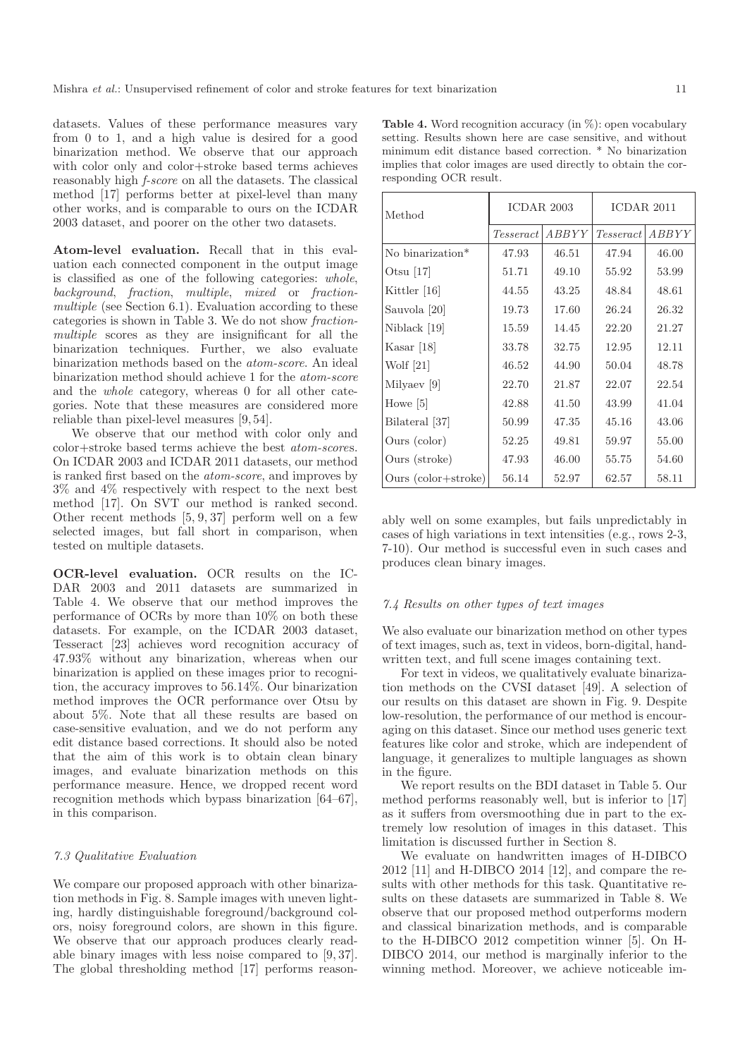datasets. Values of these performance measures vary from 0 to 1, and a high value is desired for a good binarization method. We observe that our approach with color only and color+stroke based terms achieves reasonably high *f-score* on all the datasets. The classical method [17] performs better at pixel-level than many other works, and is comparable to ours on the ICDAR 2003 dataset, and poorer on the other two datasets.

**Atom-level evaluation.** Recall that in this evaluation each connected component in the output image is classified as one of the following categories: *whole*, *background*, *fraction*, *multiple*, *mixed* or *fraction-multiple* (see Section 6.1). Evaluation according to these categories is shown in Table 3. We do not show *fraction-multiple* scores as they are insignificant for all the binarization techniques. Further, we also evaluate binarization methods based on the *atom-score*. An ideal binarization method should achieve 1 for the *atom-score* and the *whole* category, whereas 0 for all other categories. Note that these measures are considered more reliable than pixel-level measures [9, 54].

We observe that our method with color only and color+stroke based terms achieve the best *atom-scores*. On ICDAR 2003 and ICDAR 2011 datasets, our method is ranked first based on the *atom-score*, and improves by 3% and 4% respectively with respect to the next best method [17]. On SVT our method is ranked second. Other recent methods [5, 9, 37] perform well on a few selected images, but fall short in comparison, when tested on multiple datasets.

**OCR-level evaluation.** OCR results on the ICDAR 2003 and 2011 datasets are summarized in Table 4. We observe that our method improves the performance of OCRs by more than 10% on both these datasets. For example, on the ICDAR 2003 dataset, Tesseract [23] achieves word recognition accuracy of 47.93% without any binarization, whereas when our binarization is applied on these images prior to recognition, the accuracy improves to 56.14%. Our binarization method improves the OCR performance over Otsu by about 5%. Note that all these results are based on case-sensitive evaluation, and we do not perform any edit distance based corrections. It should also be noted that the aim of this work is to obtain clean binary images, and evaluate binarization methods on this performance measure. Hence, we dropped recent word recognition methods which bypass binarization [64–67], in this comparison.

**Table 4.** Word recognition accuracy (in %): open vocabulary setting. Results shown here are case sensitive, and without minimum edit distance based correction. * No binarization implies that color images are used directly to obtain the corresponding OCR result.

| Method | ICDAR 2003 | | ICDAR 2011 | |
|---|---|---|---|---|
| | *Tesseract* | *ABBYY* | *Tesseract* | *ABBYY* |
| No binarization* | 47.93 | 46.51 | 47.94 | 46.00 |
| Otsu [17] | 51.71 | 49.10 | 55.92 | 53.99 |
| Kittler [16] | 44.55 | 43.25 | 48.84 | 48.61 |
| Sauvola [20] | 19.73 | 17.60 | 26.24 | 26.32 |
| Niblack [19] | 15.59 | 14.45 | 22.20 | 21.27 |
| Kasar [18] | 33.78 | 32.75 | 12.95 | 12.11 |
| Wolf [21] | 46.52 | 44.90 | 50.04 | 48.78 |
| Milyaev [9] | 22.70 | 21.87 | 22.07 | 22.54 |
| Howe [5] | 42.88 | 41.50 | 43.99 | 41.04 |
| Bilateral [37] | 50.99 | 47.35 | 45.16 | 43.06 |
| Ours (color) | 52.25 | 49.81 | 59.97 | 55.00 |
| Ours (stroke) | 47.93 | 46.00 | 55.75 | 54.60 |
| Ours (color+stroke) | 56.14 | 52.97 | 62.57 | 58.11 |

### 7.3 Qualitative Evaluation

We compare our proposed approach with other binarization methods in Fig. 8. Sample images with uneven lighting, hardly distinguishable foreground/background colors, noisy foreground colors, are shown in this figure. We observe that our approach produces clearly readable binary images with less noise compared to [9, 37]. The global thresholding method [17] performs reasonably well on some examples, but fails unpredictably in cases of high variations in text intensities (e.g., rows 2-3, 7-10). Our method is successful even in such cases and produces clean binary images.

### 7.4 Results on other types of text images

We also evaluate our binarization method on other types of text images, such as, text in videos, born-digital, handwritten text, and full scene images containing text.

For text in videos, we qualitatively evaluate binarization methods on the CVSI dataset [49]. A selection of our results on this dataset are shown in Fig. 9. Despite low-resolution, the performance of our method is encouraging on this dataset. Since our method uses generic text features like color and stroke, which are independent of language, it generalizes to multiple languages as shown in the figure.

We report results on the BDI dataset in Table 5. Our method performs reasonably well, but is inferior to [17] as it suffers from oversmoothing due in part to the extremely low resolution of images in this dataset. This limitation is discussed further in Section 8.

We evaluate on handwritten images of H-DIBCO 2012 [11] and H-DIBCO 2014 [12], and compare the results with other methods for this task. Quantitative results on these datasets are summarized in Table 8. We observe that our proposed method outperforms modern and classical binarization methods, and is comparable to the H-DIBCO 2012 competition winner [5]. On H-DIBCO 2014, our method is marginally inferior to the winning method. Moreover, we achieve noticeable im-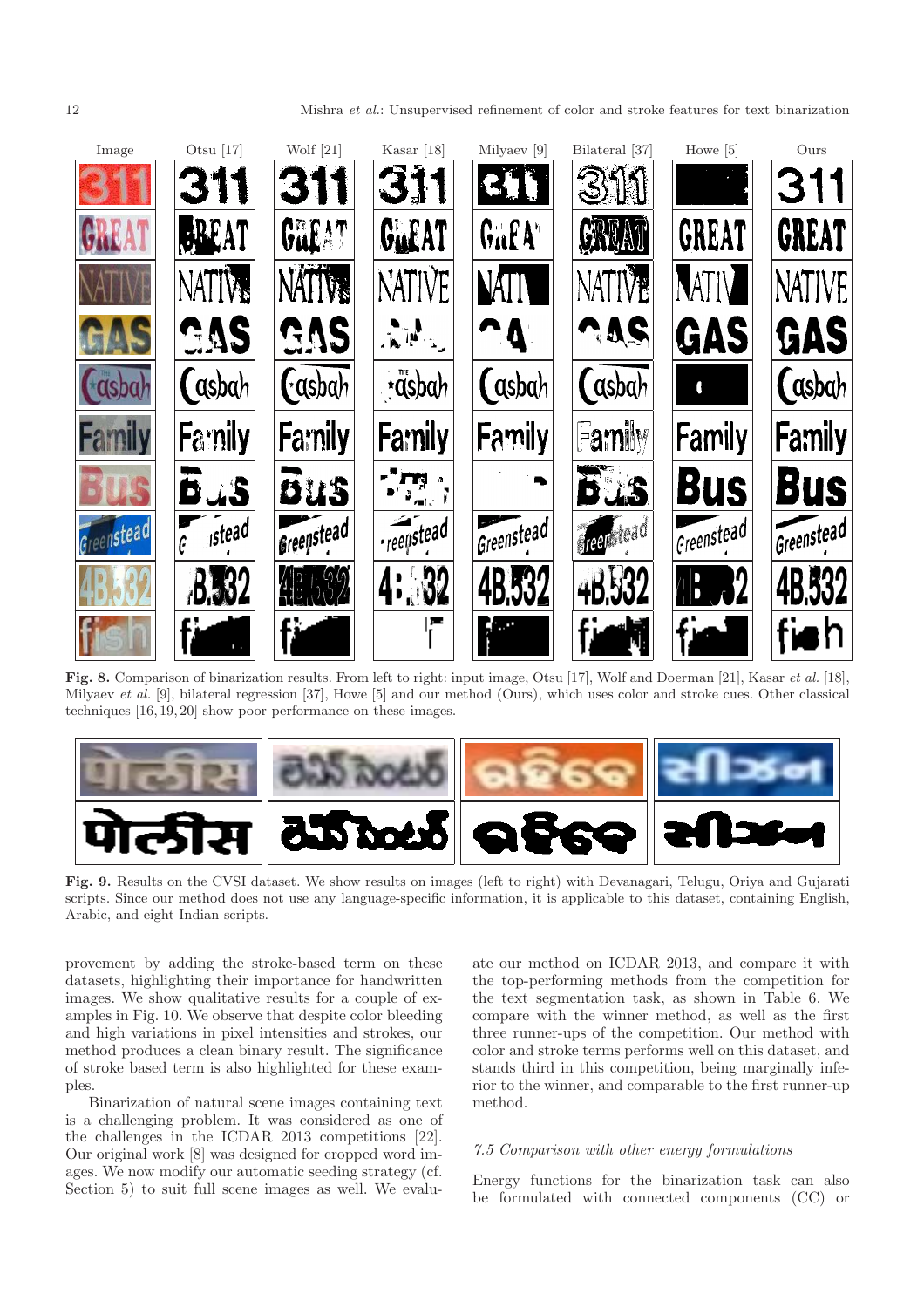**Fig. 8.** Comparison of binarization results. From left to right: input image, Otsu [17], Wolf and Doerman [21], Kasar *et al.* [18], Milyaev *et al.* [9], bilateral regression [37], Howe [5] and our method (Ours), which uses color and stroke cues. Other classical techniques [16, 19, 20] show poor performance on these images.

**Fig. 9.** Results on the CVSI dataset. We show results on images (left to right) with Devanagari, Telugu, Oriya and Gujarati scripts. Since our method does not use any language-specific information, it is applicable to this dataset, containing English, Arabic, and eight Indian scripts.

provement by adding the stroke-based term on these datasets, highlighting their importance for handwritten images. We show qualitative results for a couple of examples in Fig. 10. We observe that despite color bleeding and high variations in pixel intensities and strokes, our method produces a clean binary result. The significance of stroke based term is also highlighted for these examples.

Binarization of natural scene images containing text is a challenging problem. It was considered as one of the challenges in the ICDAR 2013 competitions [22]. Our original work [8] was designed for cropped word images. We now modify our automatic seeding strategy (cf. Section 5) to suit full scene images as well. We evaluate our method on ICDAR 2013, and compare it with the top-performing methods from the competition for the text segmentation task, as shown in Table 6. We compare with the winner method, as well as the first three runner-ups of the competition. Our method with color and stroke terms performs well on this dataset, and stands third in this competition, being marginally inferior to the winner, and comparable to the first runner-up method.

### 7.5 Comparison with other energy formulations

Energy functions for the binarization task can also be formulated with connected components (CC) or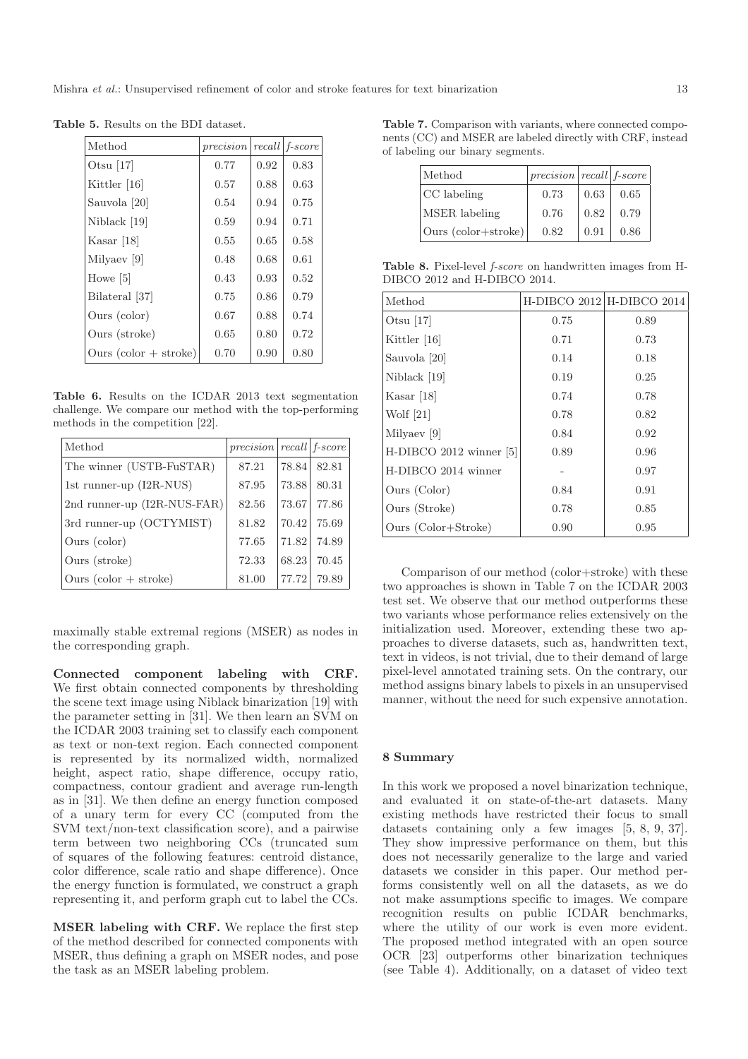**Table 5.** Results on the BDI dataset.

| Method | *precision* | *recall* | *f-score* |
|---|---|---|---|
| Otsu [17] | 0.77 | 0.92 | 0.83 |
| Kittler [16] | 0.57 | 0.88 | 0.63 |
| Sauvola [20] | 0.54 | 0.94 | 0.75 |
| Niblack [19] | 0.59 | 0.94 | 0.71 |
| Kasar [18] | 0.55 | 0.65 | 0.58 |
| Milyaev [9] | 0.48 | 0.68 | 0.61 |
| Howe [5] | 0.43 | 0.93 | 0.52 |
| Bilateral [37] | 0.75 | 0.86 | 0.79 |
| Ours (color) | 0.67 | 0.88 | 0.74 |
| Ours (stroke) | 0.65 | 0.80 | 0.72 |
| Ours (color + stroke) | 0.70 | 0.90 | 0.80 |

**Table 6.** Results on the ICDAR 2013 text segmentation challenge. We compare our method with the top-performing methods in the competition [22].

| Method | *precision* | *recall* | *f-score* |
|---|---|---|---|
| The winner (USTB-FuSTAR) | 87.21 | 78.84 | 82.81 |
| 1st runner-up (I2R-NUS) | 87.95 | 73.88 | 80.31 |
| 2nd runner-up (I2R-NUS-FAR) | 82.56 | 73.67 | 77.86 |
| 3rd runner-up (OCTYMIST) | 81.82 | 70.42 | 75.69 |
| Ours (color) | 77.65 | 71.82 | 74.89 |
| Ours (stroke) | 72.33 | 68.23 | 70.45 |
| Ours (color + stroke) | 81.00 | 77.72 | 79.89 |

maximally stable extremal regions (MSER) as nodes in the corresponding graph.

**Connected component labeling with CRF.** We first obtain connected components by thresholding the scene text image using Niblack binarization [19] with the parameter setting in [31]. We then learn an SVM on the ICDAR 2003 training set to classify each component as text or non-text region. Each connected component is represented by its normalized width, normalized height, aspect ratio, shape difference, occupy ratio, compactness, contour gradient and average run-length as in [31]. We then define an energy function composed of a unary term for every CC (computed from the SVM text/non-text classification score), and a pairwise term between two neighboring CCs (truncated sum of squares of the following features: centroid distance, color difference, scale ratio and shape difference). Once the energy function is formulated, we construct a graph representing it, and perform graph cut to label the CCs.

**MSER labeling with CRF.** We replace the first step of the method described for connected components with MSER, thus defining a graph on MSER nodes, and pose the task as an MSER labeling problem.

**Table 7.** Comparison with variants, where connected components (CC) and MSER are labeled directly with CRF, instead of labeling our binary segments.

| Method | *precision* | *recall* | *f-score* |
|---|---|---|---|
| CC labeling | 0.73 | 0.63 | 0.65 |
| MSER labeling | 0.76 | 0.82 | 0.79 |
| Ours (color+stroke) | 0.82 | 0.91 | 0.86 |

**Table 8.** Pixel-level *f-score* on handwritten images from H-DIBCO 2012 and H-DIBCO 2014.

| Method | H-DIBCO 2012 | H-DIBCO 2014 |
|---|---|---|
| Otsu [17] | 0.75 | 0.89 |
| Kittler [16] | 0.71 | 0.73 |
| Sauvola [20] | 0.14 | 0.18 |
| Niblack [19] | 0.19 | 0.25 |
| Kasar [18] | 0.74 | 0.78 |
| Wolf [21] | 0.78 | 0.82 |
| Milyaev [9] | 0.84 | 0.92 |
| H-DIBCO 2012 winner [5] | 0.89 | 0.96 |
| H-DIBCO 2014 winner | - | 0.97 |
| Ours (Color) | 0.84 | 0.91 |
| Ours (Stroke) | 0.78 | 0.85 |
| Ours (Color+Stroke) | 0.90 | 0.95 |

Comparison of our method (color+stroke) with these two approaches is shown in Table 7 on the ICDAR 2003 test set. We observe that our method outperforms these two variants whose performance relies extensively on the initialization used. Moreover, extending these two approaches to diverse datasets, such as, handwritten text, text in videos, is not trivial, due to their demand of large pixel-level annotated training sets. On the contrary, our method assigns binary labels to pixels in an unsupervised manner, without the need for such expensive annotation.

## 8 Summary

In this work we proposed a novel binarization technique, and evaluated it on state-of-the-art datasets. Many existing methods have restricted their focus to small datasets containing only a few images [5, 8, 9, 37]. They show impressive performance on them, but this does not necessarily generalize to the large and varied datasets we consider in this paper. Our method performs consistently well on all the datasets, as we do not make assumptions specific to images. We compare recognition results on public ICDAR benchmarks, where the utility of our work is even more evident. The proposed method integrated with an open source OCR [23] outperforms other binarization techniques (see Table 4). Additionally, on a dataset of video text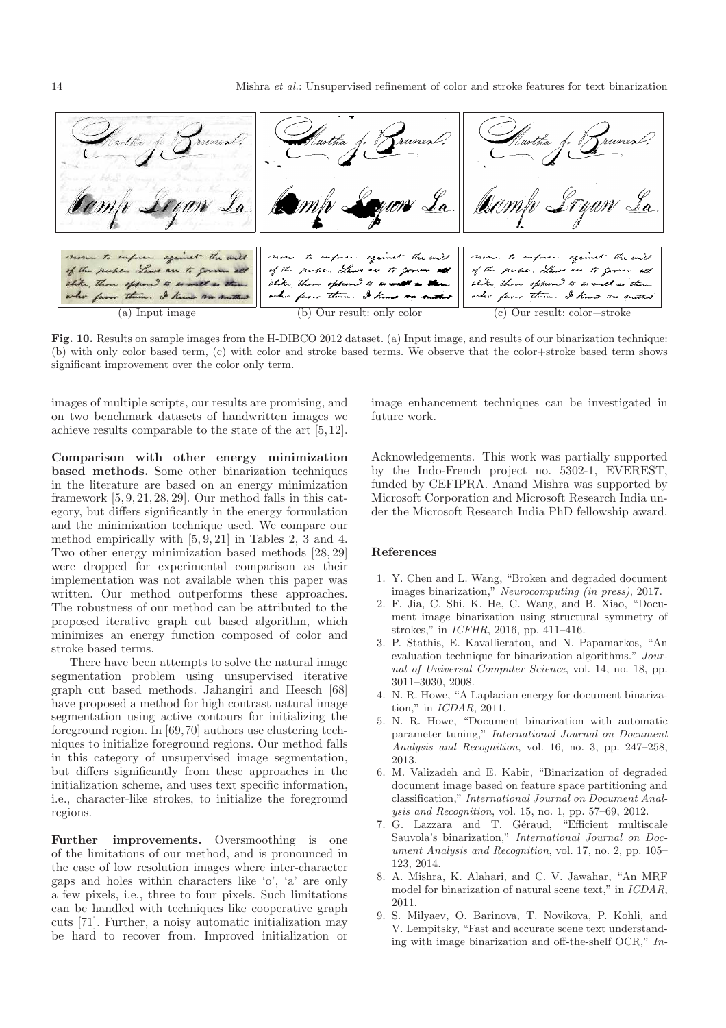(a) Input image (b) Our result: only color (c) Our result: color+stroke

**Fig. 10.** Results on sample images from the H-DIBCO 2012 dataset. (a) Input image, and results of our binarization technique: (b) with only color based term, (c) with color and stroke based terms. We observe that the color+stroke based term shows significant improvement over the color only term.

images of multiple scripts, our results are promising, and on two benchmark datasets of handwritten images we achieve results comparable to the state of the art [5,12].

**Comparison with other energy minimization based methods.** Some other binarization techniques in the literature are based on an energy minimization framework [5,9,21,28,29]. Our method falls in this category, but differs significantly in the energy formulation and the minimization technique used. We compare our method empirically with [5,9,21] in Tables 2, 3 and 4. Two other energy minimization based methods [28,29] were dropped for experimental comparison as their implementation was not available when this paper was written. Our method outperforms these approaches. The robustness of our method can be attributed to the proposed iterative graph cut based algorithm, which minimizes an energy function composed of color and stroke based terms.

There have been attempts to solve the natural image segmentation problem using unsupervised iterative graph cut based methods. Jahangiri and Heesch [68] have proposed a method for high contrast natural image segmentation using active contours for initializing the foreground region. In [69,70] authors use clustering techniques to initialize foreground regions. Our method falls in this category of unsupervised image segmentation, but differs significantly from these approaches in the initialization scheme, and uses text specific information, i.e., character-like strokes, to initialize the foreground regions.

**Further improvements.** Oversmoothing is one of the limitations of our method, and is pronounced in the case of low resolution images where inter-character gaps and holes within characters like 'o', 'a' are only a few pixels, i.e., three to four pixels. Such limitations can be handled with techniques like cooperative graph cuts [71]. Further, a noisy automatic initialization may be hard to recover from. Improved initialization or image enhancement techniques can be investigated in future work.

Acknowledgements. This work was partially supported by the Indo-French project no. 5302-1, EVEREST, funded by CEFIPRA. Anand Mishra was supported by Microsoft Corporation and Microsoft Research India under the Microsoft Research India PhD fellowship award.

## References

1. Y. Chen and L. Wang, "Broken and degraded document images binarization," *Neurocomputing (in press)*, 2017.
2. F. Jia, C. Shi, K. He, C. Wang, and B. Xiao, "Document image binarization using structural symmetry of strokes," in *ICFHR*, 2016, pp. 411–416.
3. P. Stathis, E. Kavallieratou, and N. Papamarkos, "An evaluation technique for binarization algorithms." *Journal of Universal Computer Science*, vol. 14, no. 18, pp. 3011–3030, 2008.
4. N. R. Howe, "A Laplacian energy for document binarization," in *ICDAR*, 2011.
5. N. R. Howe, "Document binarization with automatic parameter tuning," *International Journal on Document Analysis and Recognition*, vol. 16, no. 3, pp. 247–258, 2013.
6. M. Valizadeh and E. Kabir, "Binarization of degraded document image based on feature space partitioning and classification," *International Journal on Document Analysis and Recognition*, vol. 15, no. 1, pp. 57–69, 2012.
7. G. Lazzara and T. Géraud, "Efficient multiscale Sauvola's binarization," *International Journal on Document Analysis and Recognition*, vol. 17, no. 2, pp. 105–123, 2014.
8. A. Mishra, K. Alahari, and C. V. Jawahar, "An MRF model for binarization of natural scene text," in *ICDAR*, 2011.
9. S. Milyaev, O. Barinova, T. Novikova, P. Kohli, and V. Lempitsky, "Fast and accurate scene text understanding with image binarization and off-the-shelf OCR," *In-*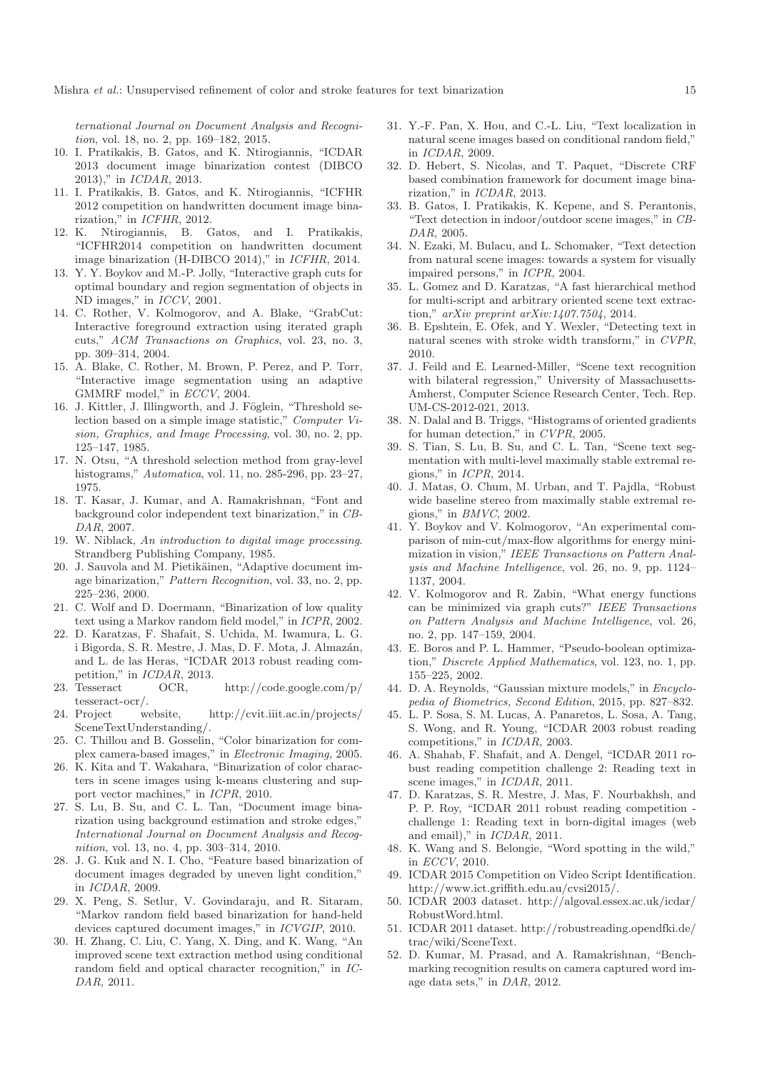ternational Journal on Document Analysis and Recognition*, vol. 18, no. 2, pp. 169–182, 2015.

10. I. Pratikakis, B. Gatos, and K. Ntirogiannis, "ICDAR 2013 document image binarization contest (DIBCO 2013)," in *ICDAR*, 2013.
11. I. Pratikakis, B. Gatos, and K. Ntirogiannis, "ICFHR 2012 competition on handwritten document image binarization," in *ICFHR*, 2012.
12. K. Ntirogiannis, B. Gatos, and I. Pratikakis, "ICFHR2014 competition on handwritten document image binarization (H-DIBCO 2014)," in *ICFHR*, 2014.
13. Y. Y. Boykov and M.-P. Jolly, "Interactive graph cuts for optimal boundary and region segmentation of objects in ND images," in *ICCV*, 2001.
14. C. Rother, V. Kolmogorov, and A. Blake, "GrabCut: Interactive foreground extraction using iterated graph cuts," *ACM Transactions on Graphics*, vol. 23, no. 3, pp. 309–314, 2004.
15. A. Blake, C. Rother, M. Brown, P. Perez, and P. Torr, "Interactive image segmentation using an adaptive GMMRF model," in *ECCV*, 2004.
16. J. Kittler, J. Illingworth, and J. Föglein, "Threshold selection based on a simple image statistic," *Computer Vision, Graphics, and Image Processing*, vol. 30, no. 2, pp. 125–147, 1985.
17. N. Otsu, "A threshold selection method from gray-level histograms," *Automatica*, vol. 11, no. 285-296, pp. 23–27, 1975.
18. T. Kasar, J. Kumar, and A. Ramakrishnan, "Font and background color independent text binarization," in *CBDAR*, 2007.
19. W. Niblack, *An introduction to digital image processing*. Strandberg Publishing Company, 1985.
20. J. Sauvola and M. Pietikäinen, "Adaptive document image binarization," *Pattern Recognition*, vol. 33, no. 2, pp. 225–236, 2000.
21. C. Wolf and D. Doermann, "Binarization of low quality text using a Markov random field model," in *ICPR*, 2002.
22. D. Karatzas, F. Shafait, S. Uchida, M. Iwamura, L. G. i Bigorda, S. R. Mestre, J. Mas, D. F. Mota, J. Almazán, and L. de las Heras, "ICDAR 2013 robust reading competition," in *ICDAR*, 2013.
23. Tesseract OCR, http://code.google.com/p/tesseract-ocr/.
24. Project website, http://cvit.iiit.ac.in/projects/SceneTextUnderstanding/.
25. C. Thillou and B. Gosselin, "Color binarization for complex camera-based images," in *Electronic Imaging*, 2005.
26. K. Kita and T. Wakahara, "Binarization of color characters in scene images using k-means clustering and support vector machines," in *ICPR*, 2010.
27. S. Lu, B. Su, and C. L. Tan, "Document image binarization using background estimation and stroke edges," *International Journal on Document Analysis and Recognition*, vol. 13, no. 4, pp. 303–314, 2010.
28. J. G. Kuk and N. I. Cho, "Feature based binarization of document images degraded by uneven light condition," in *ICDAR*, 2009.
29. X. Peng, S. Setlur, V. Govindaraju, and R. Sitaram, "Markov random field based binarization for hand-held devices captured document images," in *ICVGIP*, 2010.
30. H. Zhang, C. Liu, C. Yang, X. Ding, and K. Wang, "An improved scene text extraction method using conditional random field and optical character recognition," in *ICDAR*, 2011.
31. Y.-F. Pan, X. Hou, and C.-L. Liu, "Text localization in natural scene images based on conditional random field," in *ICDAR*, 2009.
32. D. Hebert, S. Nicolas, and T. Paquet, "Discrete CRF based combination framework for document image binarization," in *ICDAR*, 2013.
33. B. Gatos, I. Pratikakis, K. Kepene, and S. Perantonis, "Text detection in indoor/outdoor scene images," in *CBDAR*, 2005.
34. N. Ezaki, M. Bulacu, and L. Schomaker, "Text detection from natural scene images: towards a system for visually impaired persons," in *ICPR*, 2004.
35. L. Gomez and D. Karatzas, "A fast hierarchical method for multi-script and arbitrary oriented scene text extraction," *arXiv preprint arXiv:1407.7504*, 2014.
36. B. Epshtein, E. Ofek, and Y. Wexler, "Detecting text in natural scenes with stroke width transform," in *CVPR*, 2010.
37. J. Feild and E. Learned-Miller, "Scene text recognition with bilateral regression," University of Massachusetts-Amherst, Computer Science Research Center, Tech. Rep. UM-CS-2012-021, 2013.
38. N. Dalal and B. Triggs, "Histograms of oriented gradients for human detection," in *CVPR*, 2005.
39. S. Tian, S. Lu, B. Su, and C. L. Tan, "Scene text segmentation with multi-level maximally stable extremal regions," in *ICPR*, 2014.
40. J. Matas, O. Chum, M. Urban, and T. Pajdla, "Robust wide baseline stereo from maximally stable extremal regions," in *BMVC*, 2002.
41. Y. Boykov and V. Kolmogorov, "An experimental comparison of min-cut/max-flow algorithms for energy minimization in vision," *IEEE Transactions on Pattern Analysis and Machine Intelligence*, vol. 26, no. 9, pp. 1124–1137, 2004.
42. V. Kolmogorov and R. Zabin, "What energy functions can be minimized via graph cuts?" *IEEE Transactions on Pattern Analysis and Machine Intelligence*, vol. 26, no. 2, pp. 147–159, 2004.
43. E. Boros and P. L. Hammer, "Pseudo-boolean optimization," *Discrete Applied Mathematics*, vol. 123, no. 1, pp. 155–225, 2002.
44. D. A. Reynolds, "Gaussian mixture models," in *Encyclopedia of Biometrics, Second Edition*, 2015, pp. 827–832.
45. L. P. Sosa, S. M. Lucas, A. Panaretos, L. Sosa, A. Tang, S. Wong, and R. Young, "ICDAR 2003 robust reading competitions," in *ICDAR*, 2003.
46. A. Shahab, F. Shafait, and A. Dengel, "ICDAR 2011 robust reading competition challenge 2: Reading text in scene images," in *ICDAR*, 2011.
47. D. Karatzas, S. R. Mestre, J. Mas, F. Nourbakhsh, and P. P. Roy, "ICDAR 2011 robust reading competition - challenge 1: Reading text in born-digital images (web and email)," in *ICDAR*, 2011.
48. K. Wang and S. Belongie, "Word spotting in the wild," in *ECCV*, 2010.
49. ICDAR 2015 Competition on Video Script Identification. http://www.ict.griffith.edu.au/cvsi2015/.
50. ICDAR 2003 dataset. http://algoval.essex.ac.uk/icdar/RobustWord.html.
51. ICDAR 2011 dataset. http://robustreading.opendfki.de/trac/wiki/SceneText.
52. D. Kumar, M. Prasad, and A. Ramakrishnan, "Benchmarking recognition results on camera captured word image data sets," in *DAR*, 2012.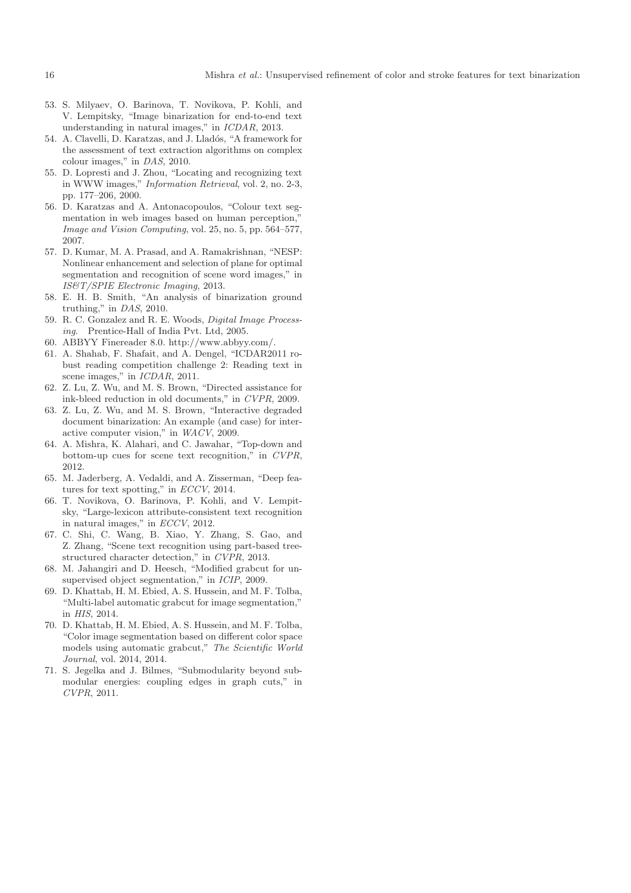53. S. Milyaev, O. Barinova, T. Novikova, P. Kohli, and V. Lempitsky, "Image binarization for end-to-end text understanding in natural images," in *ICDAR*, 2013.
54. A. Clavelli, D. Karatzas, and J. Lladós, "A framework for the assessment of text extraction algorithms on complex colour images," in *DAS*, 2010.
55. D. Lopresti and J. Zhou, "Locating and recognizing text in WWW images," *Information Retrieval*, vol. 2, no. 2-3, pp. 177–206, 2000.
56. D. Karatzas and A. Antonacopoulos, "Colour text segmentation in web images based on human perception," *Image and Vision Computing*, vol. 25, no. 5, pp. 564–577, 2007.
57. D. Kumar, M. A. Prasad, and A. Ramakrishnan, "NESP: Nonlinear enhancement and selection of plane for optimal segmentation and recognition of scene word images," in *IS&T/SPIE Electronic Imaging*, 2013.
58. E. H. B. Smith, "An analysis of binarization ground truthing," in *DAS*, 2010.
59. R. C. Gonzalez and R. E. Woods, *Digital Image Processing*. Prentice-Hall of India Pvt. Ltd, 2005.
60. ABBYY Finereader 8.0. http://www.abbyy.com/.
61. A. Shahab, F. Shafait, and A. Dengel, "ICDAR2011 robust reading competition challenge 2: Reading text in scene images," in *ICDAR*, 2011.
62. Z. Lu, Z. Wu, and M. S. Brown, "Directed assistance for ink-bleed reduction in old documents," in *CVPR*, 2009.
63. Z. Lu, Z. Wu, and M. S. Brown, "Interactive degraded document binarization: An example (and case) for interactive computer vision," in *WACV*, 2009.
64. A. Mishra, K. Alahari, and C. Jawahar, "Top-down and bottom-up cues for scene text recognition," in *CVPR*, 2012.
65. M. Jaderberg, A. Vedaldi, and A. Zisserman, "Deep features for text spotting," in *ECCV*, 2014.
66. T. Novikova, O. Barinova, P. Kohli, and V. Lempitsky, "Large-lexicon attribute-consistent text recognition in natural images," in *ECCV*, 2012.
67. C. Shi, C. Wang, B. Xiao, Y. Zhang, S. Gao, and Z. Zhang, "Scene text recognition using part-based tree-structured character detection," in *CVPR*, 2013.
68. M. Jahangiri and D. Heesch, "Modified grabcut for unsupervised object segmentation," in *ICIP*, 2009.
69. D. Khattab, H. M. Ebied, A. S. Hussein, and M. F. Tolba, "Multi-label automatic grabcut for image segmentation," in *HIS*, 2014.
70. D. Khattab, H. M. Ebied, A. S. Hussein, and M. F. Tolba, "Color image segmentation based on different color space models using automatic grabcut," *The Scientific World Journal*, vol. 2014, 2014.
71. S. Jegelka and J. Bilmes, "Submodularity beyond submodular energies: coupling edges in graph cuts," in *CVPR*, 2011.